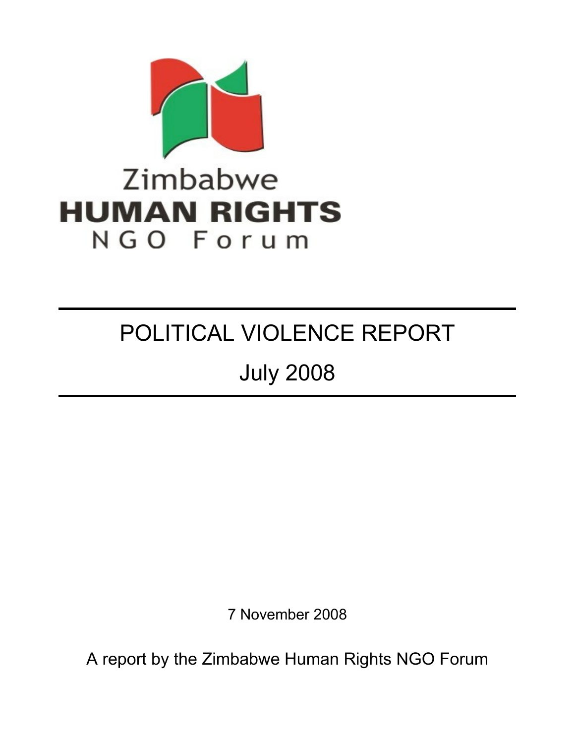Zimbabwe
**HUMAN RIGHTS**
NGO Forum

# POLITICAL VIOLENCE REPORT

# July 2008

7 November 2008

A report by the Zimbabwe Human Rights NGO Forum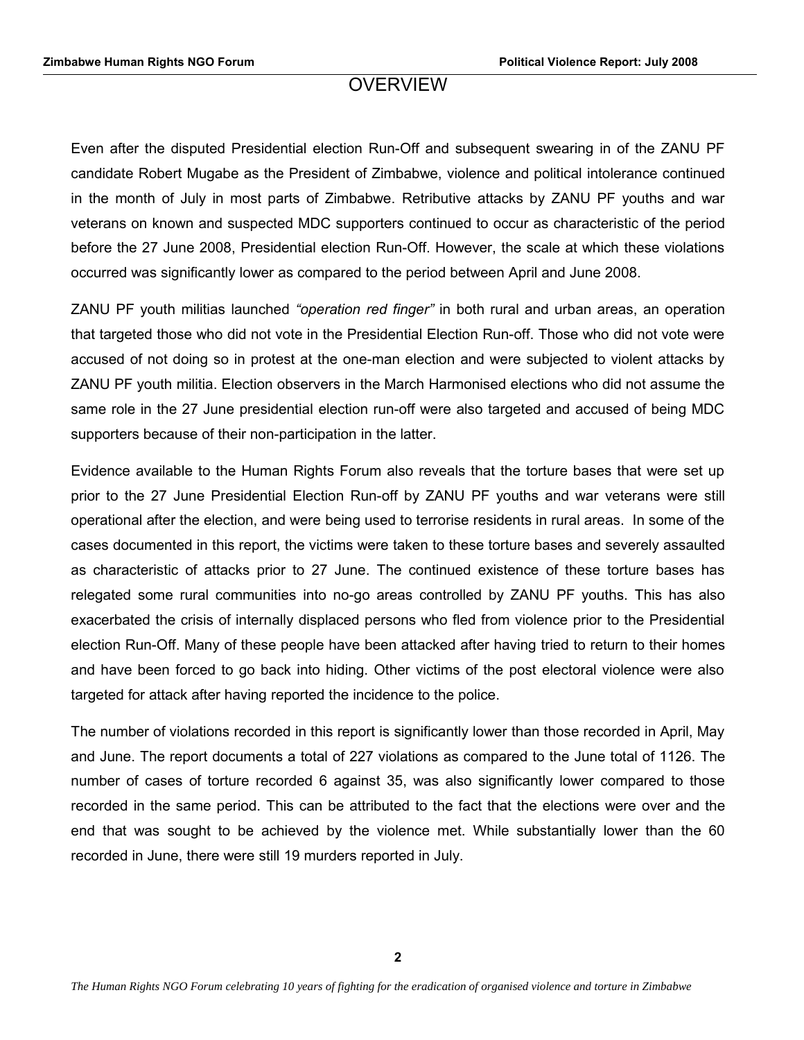# OVERVIEW

Even after the disputed Presidential election Run-Off and subsequent swearing in of the ZANU PF candidate Robert Mugabe as the President of Zimbabwe, violence and political intolerance continued in the month of July in most parts of Zimbabwe. Retributive attacks by ZANU PF youths and war veterans on known and suspected MDC supporters continued to occur as characteristic of the period before the 27 June 2008, Presidential election Run-Off. However, the scale at which these violations occurred was significantly lower as compared to the period between April and June 2008.

ZANU PF youth militias launched *"operation red finger"* in both rural and urban areas, an operation that targeted those who did not vote in the Presidential Election Run-off. Those who did not vote were accused of not doing so in protest at the one-man election and were subjected to violent attacks by ZANU PF youth militia. Election observers in the March Harmonised elections who did not assume the same role in the 27 June presidential election run-off were also targeted and accused of being MDC supporters because of their non-participation in the latter.

Evidence available to the Human Rights Forum also reveals that the torture bases that were set up prior to the 27 June Presidential Election Run-off by ZANU PF youths and war veterans were still operational after the election, and were being used to terrorise residents in rural areas. In some of the cases documented in this report, the victims were taken to these torture bases and severely assaulted as characteristic of attacks prior to 27 June. The continued existence of these torture bases has relegated some rural communities into no-go areas controlled by ZANU PF youths. This has also exacerbated the crisis of internally displaced persons who fled from violence prior to the Presidential election Run-Off. Many of these people have been attacked after having tried to return to their homes and have been forced to go back into hiding. Other victims of the post electoral violence were also targeted for attack after having reported the incidence to the police.

The number of violations recorded in this report is significantly lower than those recorded in April, May and June. The report documents a total of 227 violations as compared to the June total of 1126. The number of cases of torture recorded 6 against 35, was also significantly lower compared to those recorded in the same period. This can be attributed to the fact that the elections were over and the end that was sought to be achieved by the violence met. While substantially lower than the 60 recorded in June, there were still 19 murders reported in July.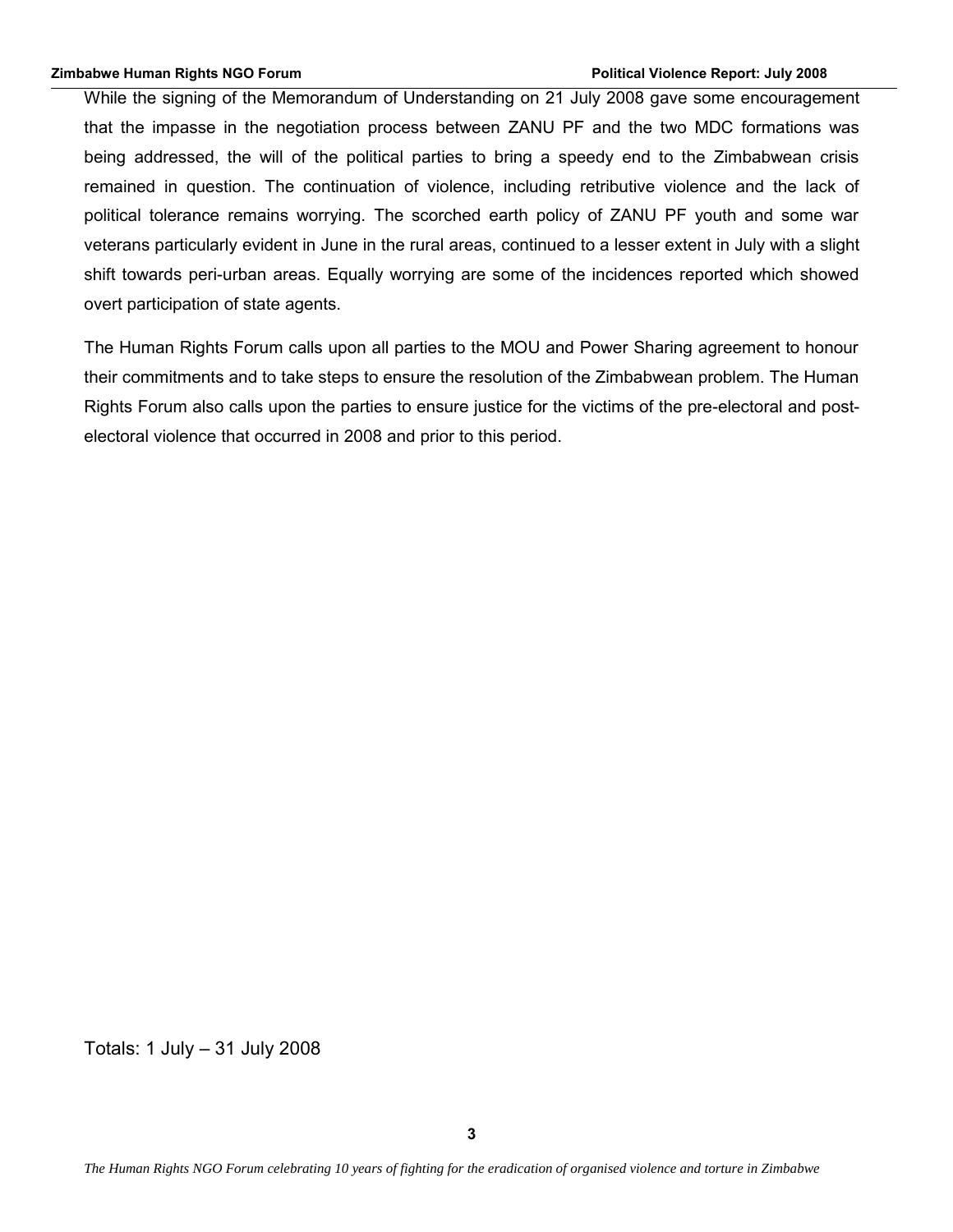While the signing of the Memorandum of Understanding on 21 July 2008 gave some encouragement that the impasse in the negotiation process between ZANU PF and the two MDC formations was being addressed, the will of the political parties to bring a speedy end to the Zimbabwean crisis remained in question. The continuation of violence, including retributive violence and the lack of political tolerance remains worrying. The scorched earth policy of ZANU PF youth and some war veterans particularly evident in June in the rural areas, continued to a lesser extent in July with a slight shift towards peri-urban areas. Equally worrying are some of the incidences reported which showed overt participation of state agents.

The Human Rights Forum calls upon all parties to the MOU and Power Sharing agreement to honour their commitments and to take steps to ensure the resolution of the Zimbabwean problem. The Human Rights Forum also calls upon the parties to ensure justice for the victims of the pre-electoral and post-electoral violence that occurred in 2008 and prior to this period.

Totals: 1 July – 31 July 2008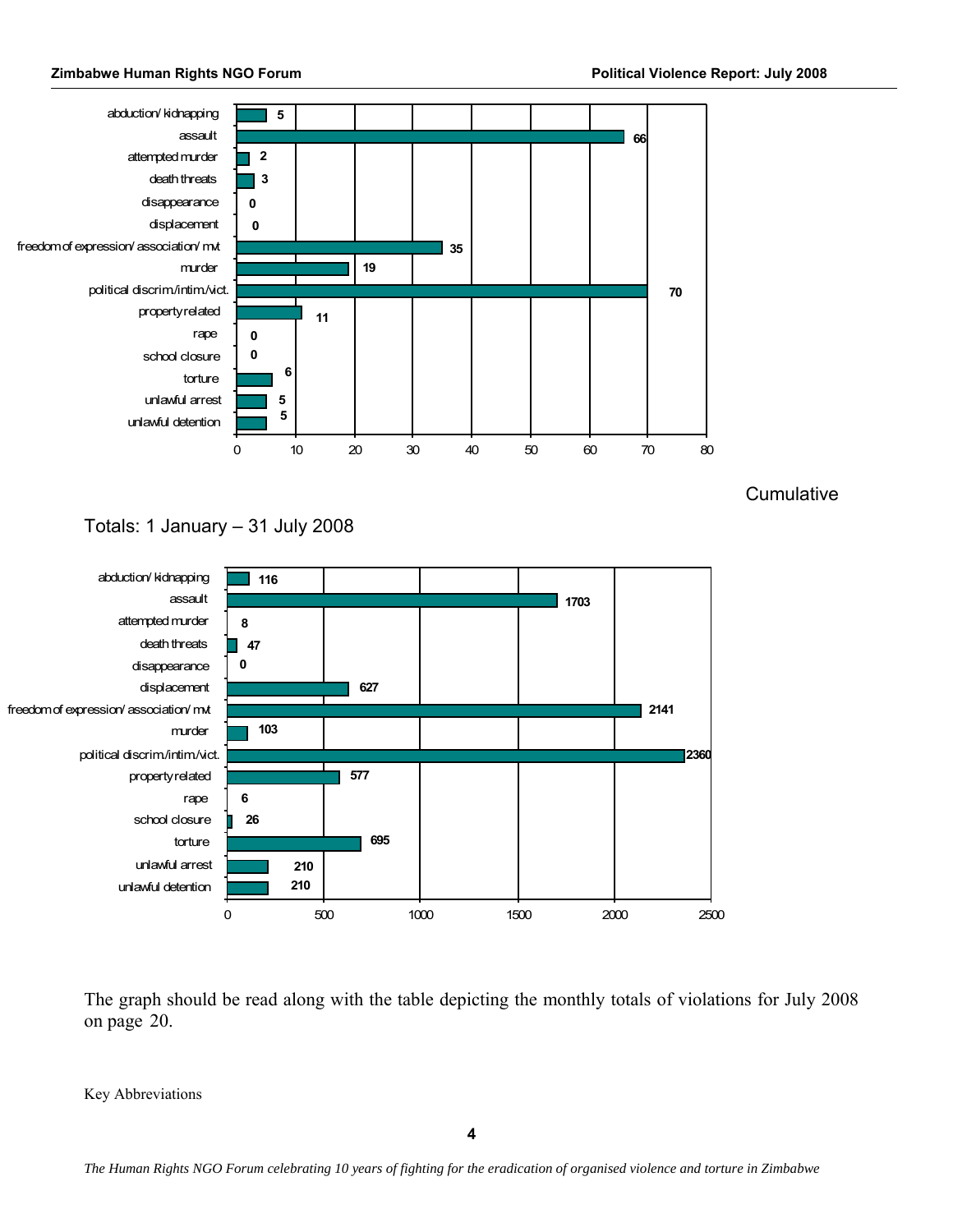| Category | Number |
| --- | --- |
| abduction/ kidnapping | 5 |
| assault | 66 |
| attempted murder | 2 |
| death threats | 3 |
| disappearance | 0 |
| displacement | 0 |
| freedom of expression/ association/ mvt | 35 |
| murder | 19 |
| political discrim/intim/vict. | 70 |
| property related | 11 |
| rape | 0 |
| school closure | 0 |
| torture | 6 |
| unlawful arrest | 5 |
| unlawful detention | 5 |

Cumulative

Totals: 1 January – 31 July 2008

| Category | Number |
| --- | --- |
| abduction/ kidnapping | 116 |
| assault | 1703 |
| attempted murder | 8 |
| death threats | 47 |
| disappearance | 0 |
| displacement | 627 |
| freedom of expression/ association/ mvt | 2141 |
| murder | 103 |
| political discrim/intim/vict. | 2360 |
| property related | 577 |
| rape | 6 |
| school closure | 26 |
| torture | 695 |
| unlawful arrest | 210 |
| unlawful detention | 210 |

The graph should be read along with the table depicting the monthly totals of violations for July 2008 on page 20.

Key Abbreviations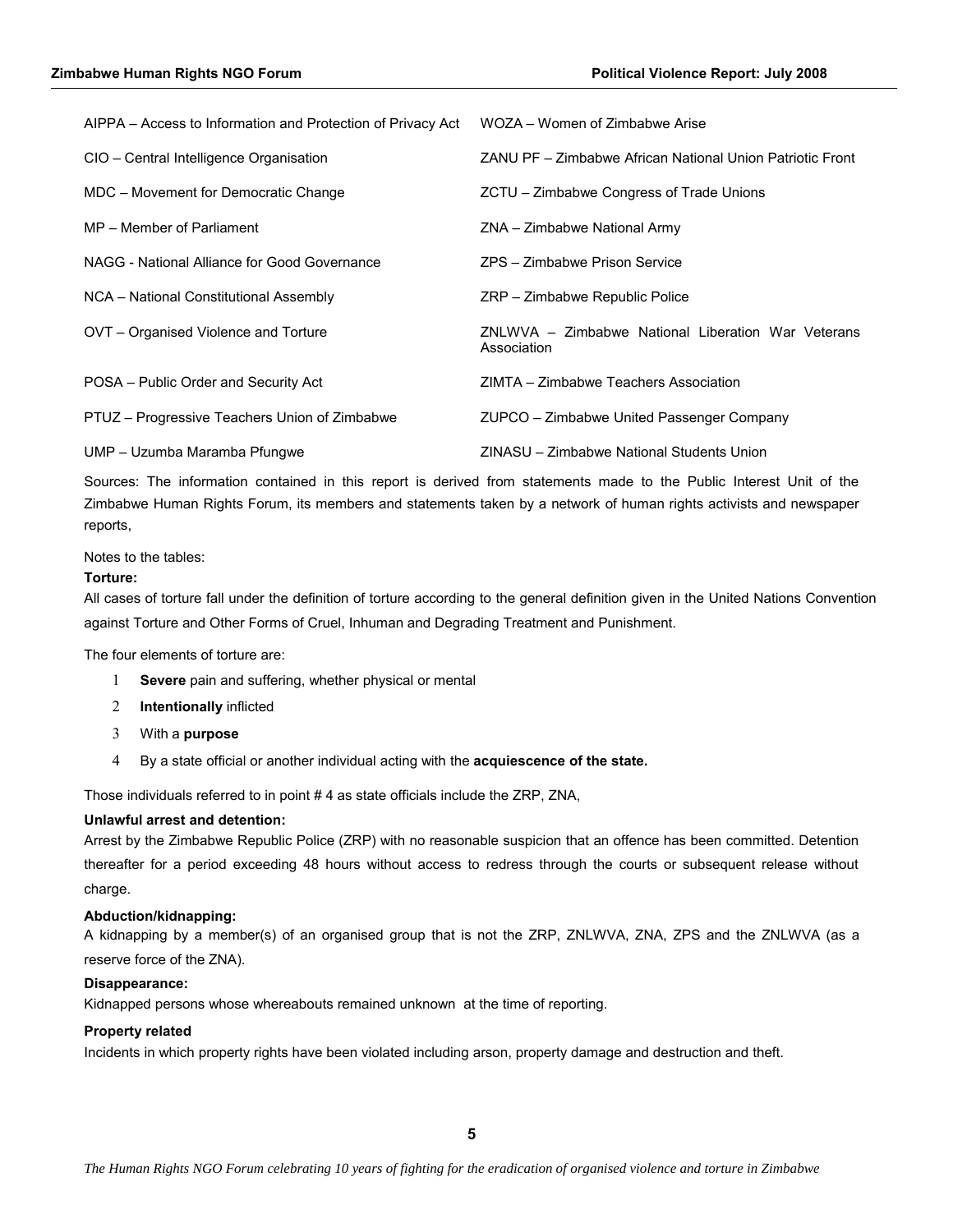AIPPA – Access to Information and Protection of Privacy Act

CIO – Central Intelligence Organisation

MDC – Movement for Democratic Change

MP – Member of Parliament

NAGG - National Alliance for Good Governance

NCA – National Constitutional Assembly

OVT – Organised Violence and Torture

POSA – Public Order and Security Act

PTUZ – Progressive Teachers Union of Zimbabwe

UMP – Uzumba Maramba Pfungwe

WOZA – Women of Zimbabwe Arise

ZANU PF – Zimbabwe African National Union Patriotic Front

ZCTU – Zimbabwe Congress of Trade Unions

ZNA – Zimbabwe National Army

ZPS – Zimbabwe Prison Service

ZRP – Zimbabwe Republic Police

ZNLWVA – Zimbabwe National Liberation War Veterans Association

ZIMTA – Zimbabwe Teachers Association

ZUPCO – Zimbabwe United Passenger Company

ZINASU – Zimbabwe National Students Union

Sources: The information contained in this report is derived from statements made to the Public Interest Unit of the Zimbabwe Human Rights Forum, its members and statements taken by a network of human rights activists and newspaper reports,

Notes to the tables:

**Torture:**

All cases of torture fall under the definition of torture according to the general definition given in the United Nations Convention against Torture and Other Forms of Cruel, Inhuman and Degrading Treatment and Punishment.

The four elements of torture are:

1. **Severe** pain and suffering, whether physical or mental
2. **Intentionally** inflicted
3. With a **purpose**
4. By a state official or another individual acting with the **acquiescence of the state.**

Those individuals referred to in point # 4 as state officials include the ZRP, ZNA,

**Unlawful arrest and detention:**

Arrest by the Zimbabwe Republic Police (ZRP) with no reasonable suspicion that an offence has been committed. Detention thereafter for a period exceeding 48 hours without access to redress through the courts or subsequent release without charge.

**Abduction/kidnapping:**

A kidnapping by a member(s) of an organised group that is not the ZRP, ZNLWVA, ZNA, ZPS and the ZNLWVA (as a reserve force of the ZNA).

**Disappearance:**

Kidnapped persons whose whereabouts remained unknown at the time of reporting.

**Property related**

Incidents in which property rights have been violated including arson, property damage and destruction and theft.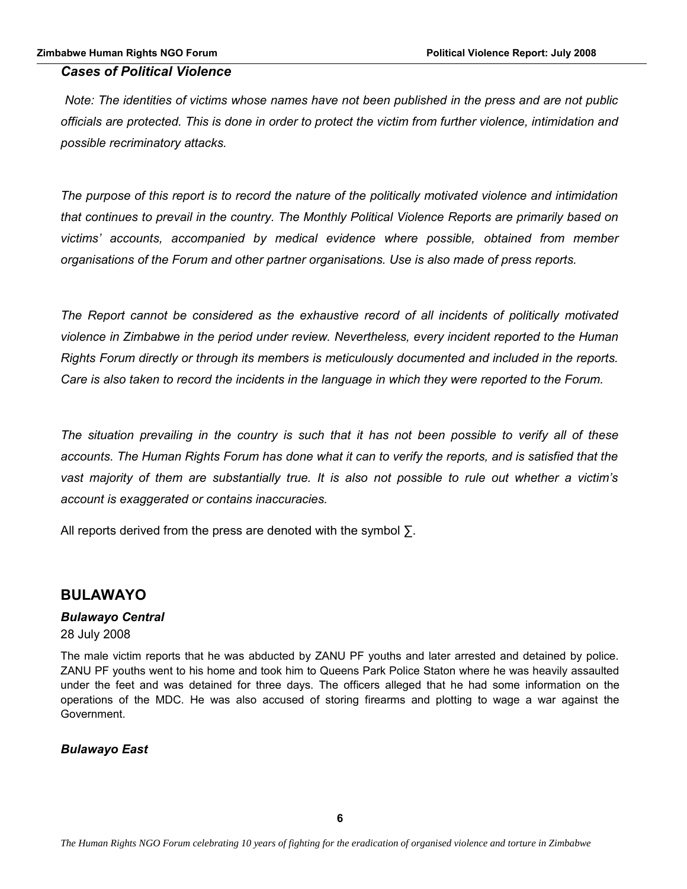### *Cases of Political Violence*

*Note: The identities of victims whose names have not been published in the press and are not public officials are protected. This is done in order to protect the victim from further violence, intimidation and possible recriminatory attacks.*

*The purpose of this report is to record the nature of the politically motivated violence and intimidation that continues to prevail in the country. The Monthly Political Violence Reports are primarily based on victims' accounts, accompanied by medical evidence where possible, obtained from member organisations of the Forum and other partner organisations. Use is also made of press reports.*

*The Report cannot be considered as the exhaustive record of all incidents of politically motivated violence in Zimbabwe in the period under review. Nevertheless, every incident reported to the Human Rights Forum directly or through its members is meticulously documented and included in the reports. Care is also taken to record the incidents in the language in which they were reported to the Forum.*

*The situation prevailing in the country is such that it has not been possible to verify all of these accounts. The Human Rights Forum has done what it can to verify the reports, and is satisfied that the vast majority of them are substantially true. It is also not possible to rule out whether a victim's account is exaggerated or contains inaccuracies.*

All reports derived from the press are denoted with the symbol ∑.

## BULAWAYO

### *Bulawayo Central*

28 July 2008

The male victim reports that he was abducted by ZANU PF youths and later arrested and detained by police. ZANU PF youths went to his home and took him to Queens Park Police Staton where he was heavily assaulted under the feet and was detained for three days. The officers alleged that he had some information on the operations of the MDC. He was also accused of storing firearms and plotting to wage a war against the Government.

### *Bulawayo East*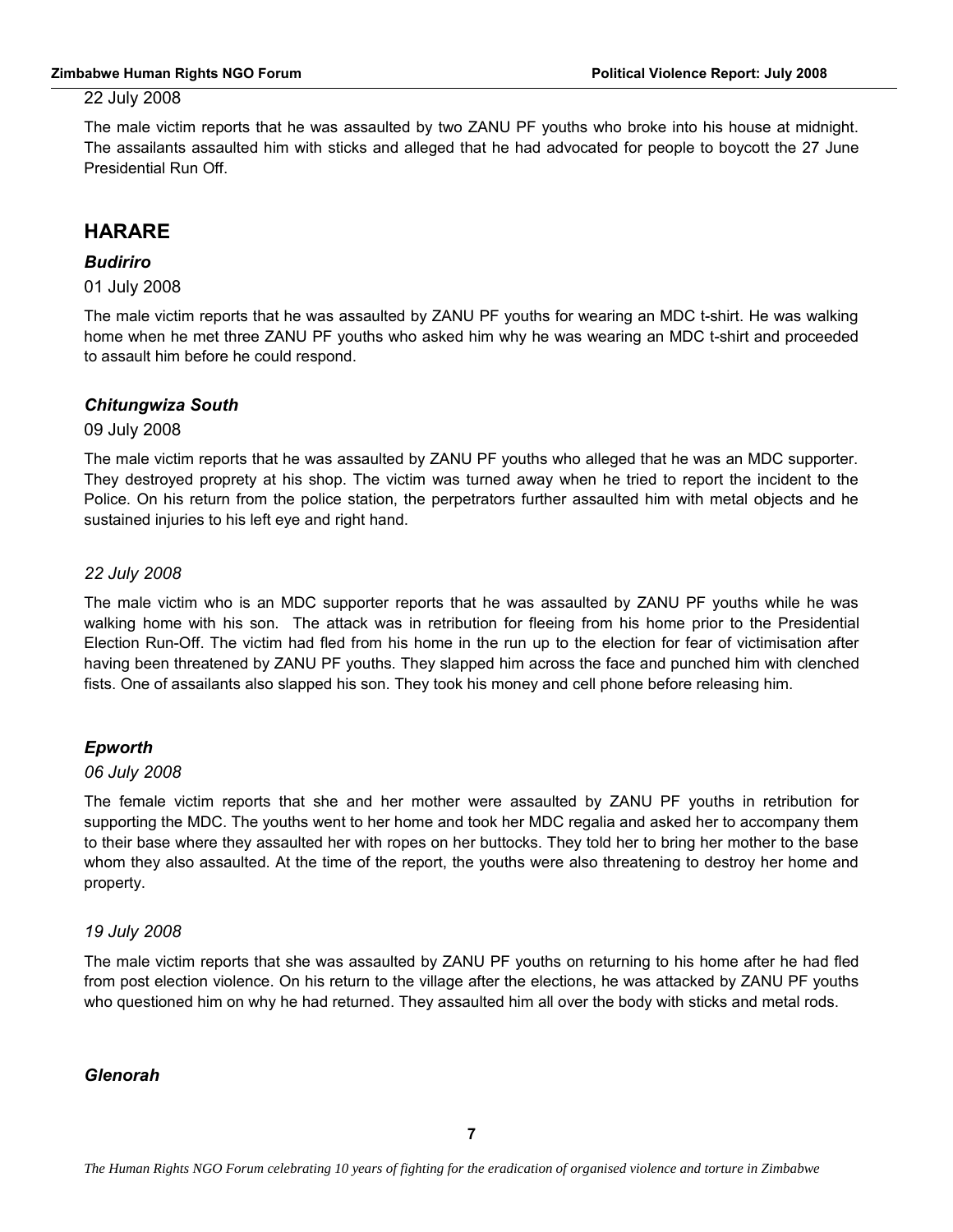22 July 2008

The male victim reports that he was assaulted by two ZANU PF youths who broke into his house at midnight. The assailants assaulted him with sticks and alleged that he had advocated for people to boycott the 27 June Presidential Run Off.

## HARARE

### *Budiriro*

01 July 2008

The male victim reports that he was assaulted by ZANU PF youths for wearing an MDC t-shirt. He was walking home when he met three ZANU PF youths who asked him why he was wearing an MDC t-shirt and proceeded to assault him before he could respond.

### *Chitungwiza South*

09 July 2008

The male victim reports that he was assaulted by ZANU PF youths who alleged that he was an MDC supporter. They destroyed proprety at his shop. The victim was turned away when he tried to report the incident to the Police. On his return from the police station, the perpetrators further assaulted him with metal objects and he sustained injuries to his left eye and right hand.

*22 July 2008*

The male victim who is an MDC supporter reports that he was assaulted by ZANU PF youths while he was walking home with his son. The attack was in retribution for fleeing from his home prior to the Presidential Election Run-Off. The victim had fled from his home in the run up to the election for fear of victimisation after having been threatened by ZANU PF youths. They slapped him across the face and punched him with clenched fists. One of assailants also slapped his son. They took his money and cell phone before releasing him.

### *Epworth*

*06 July 2008*

The female victim reports that she and her mother were assaulted by ZANU PF youths in retribution for supporting the MDC. The youths went to her home and took her MDC regalia and asked her to accompany them to their base where they assaulted her with ropes on her buttocks. They told her to bring her mother to the base whom they also assaulted. At the time of the report, the youths were also threatening to destroy her home and property.

*19 July 2008*

The male victim reports that she was assaulted by ZANU PF youths on returning to his home after he had fled from post election violence. On his return to the village after the elections, he was attacked by ZANU PF youths who questioned him on why he had returned. They assaulted him all over the body with sticks and metal rods.

### *Glenorah*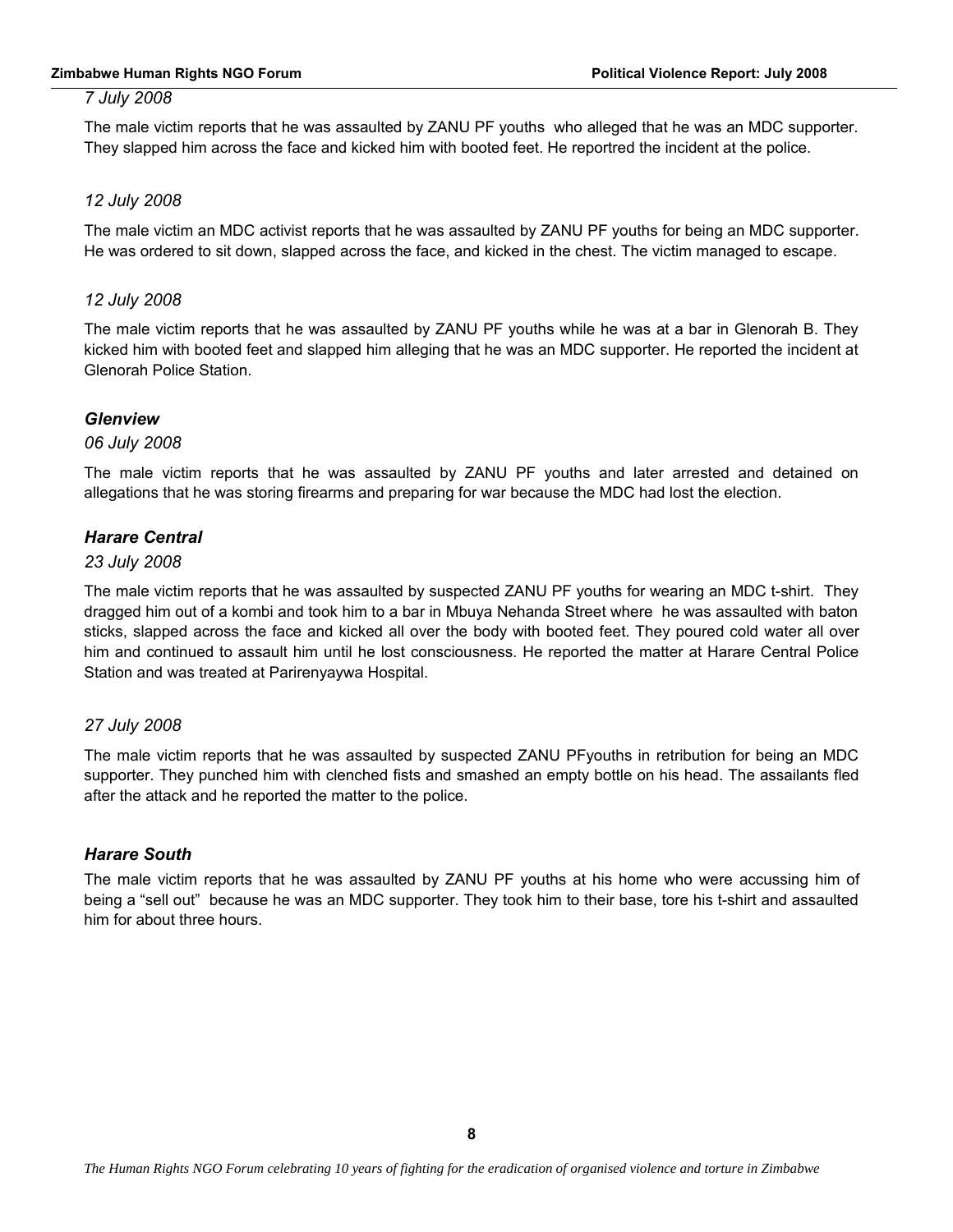*7 July 2008*

The male victim reports that he was assaulted by ZANU PF youths who alleged that he was an MDC supporter. They slapped him across the face and kicked him with booted feet. He reportred the incident at the police.

*12 July 2008*

The male victim an MDC activist reports that he was assaulted by ZANU PF youths for being an MDC supporter. He was ordered to sit down, slapped across the face, and kicked in the chest. The victim managed to escape.

*12 July 2008*

The male victim reports that he was assaulted by ZANU PF youths while he was at a bar in Glenorah B. They kicked him with booted feet and slapped him alleging that he was an MDC supporter. He reported the incident at Glenorah Police Station.

### *Glenview*

*06 July 2008*

The male victim reports that he was assaulted by ZANU PF youths and later arrested and detained on allegations that he was storing firearms and preparing for war because the MDC had lost the election.

### *Harare Central*

*23 July 2008*

The male victim reports that he was assaulted by suspected ZANU PF youths for wearing an MDC t-shirt. They dragged him out of a kombi and took him to a bar in Mbuya Nehanda Street where he was assaulted with baton sticks, slapped across the face and kicked all over the body with booted feet. They poured cold water all over him and continued to assault him until he lost consciousness. He reported the matter at Harare Central Police Station and was treated at Parirenyaywa Hospital.

*27 July 2008*

The male victim reports that he was assaulted by suspected ZANU PFyouths in retribution for being an MDC supporter. They punched him with clenched fists and smashed an empty bottle on his head. The assailants fled after the attack and he reported the matter to the police.

### *Harare South*

The male victim reports that he was assaulted by ZANU PF youths at his home who were accussing him of being a "sell out" because he was an MDC supporter. They took him to their base, tore his t-shirt and assaulted him for about three hours.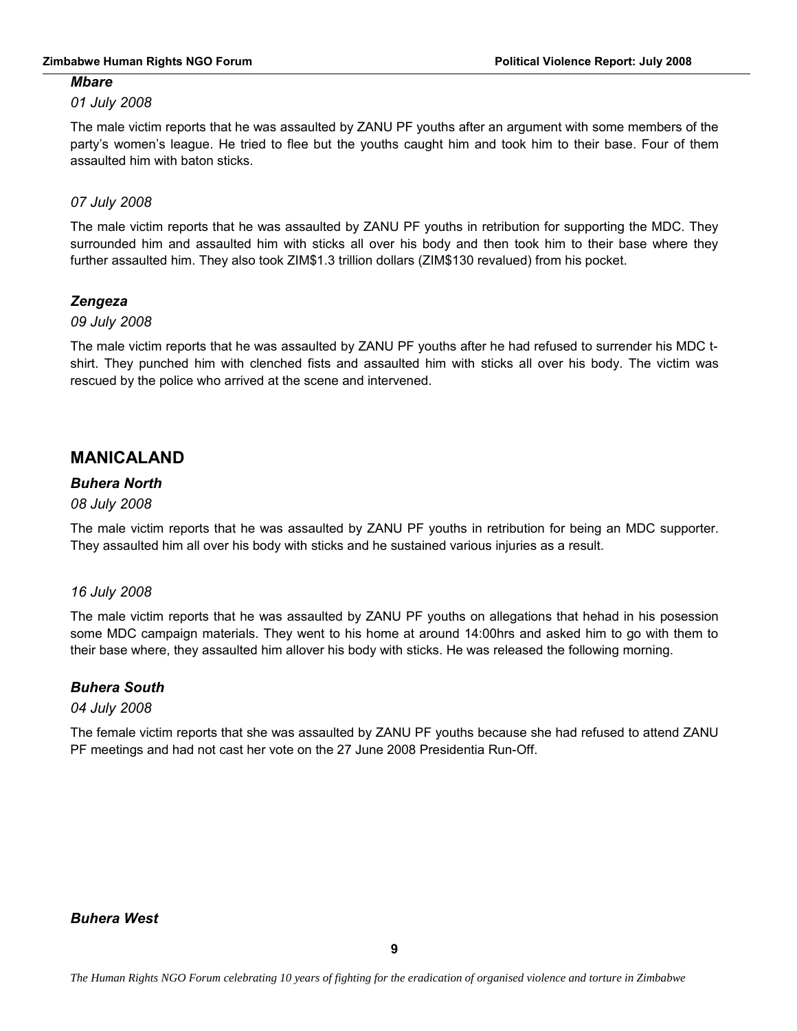### *Mbare*

*01 July 2008*

The male victim reports that he was assaulted by ZANU PF youths after an argument with some members of the party's women's league. He tried to flee but the youths caught him and took him to their base. Four of them assaulted him with baton sticks.

*07 July 2008*

The male victim reports that he was assaulted by ZANU PF youths in retribution for supporting the MDC. They surrounded him and assaulted him with sticks all over his body and then took him to their base where they further assaulted him. They also took ZIM$1.3 trillion dollars (ZIM$130 revalued) from his pocket.

### *Zengeza*

*09 July 2008*

The male victim reports that he was assaulted by ZANU PF youths after he had refused to surrender his MDC t-shirt. They punched him with clenched fists and assaulted him with sticks all over his body. The victim was rescued by the police who arrived at the scene and intervened.

## MANICALAND

### *Buhera North*

*08 July 2008*

The male victim reports that he was assaulted by ZANU PF youths in retribution for being an MDC supporter. They assaulted him all over his body with sticks and he sustained various injuries as a result.

*16 July 2008*

The male victim reports that he was assaulted by ZANU PF youths on allegations that hehad in his posession some MDC campaign materials. They went to his home at around 14:00hrs and asked him to go with them to their base where, they assaulted him allover his body with sticks. He was released the following morning.

### *Buhera South*

*04 July 2008*

The female victim reports that she was assaulted by ZANU PF youths because she had refused to attend ZANU PF meetings and had not cast her vote on the 27 June 2008 Presidentia Run-Off.

### *Buhera West*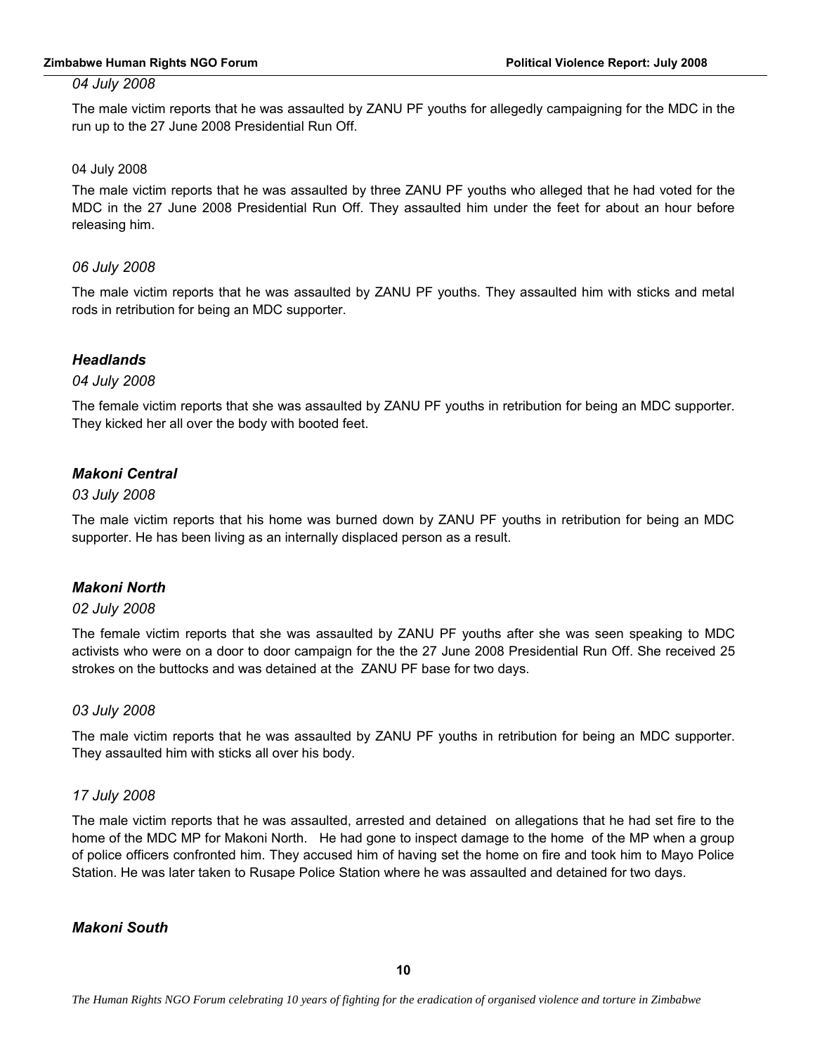*04 July 2008*

The male victim reports that he was assaulted by ZANU PF youths for allegedly campaigning for the MDC in the run up to the 27 June 2008 Presidential Run Off.

04 July 2008

The male victim reports that he was assaulted by three ZANU PF youths who alleged that he had voted for the MDC in the 27 June 2008 Presidential Run Off. They assaulted him under the feet for about an hour before releasing him.

*06 July 2008*

The male victim reports that he was assaulted by ZANU PF youths. They assaulted him with sticks and metal rods in retribution for being an MDC supporter.

### *Headlands*

*04 July 2008*

The female victim reports that she was assaulted by ZANU PF youths in retribution for being an MDC supporter. They kicked her all over the body with booted feet.

### *Makoni Central*

*03 July 2008*

The male victim reports that his home was burned down by ZANU PF youths in retribution for being an MDC supporter. He has been living as an internally displaced person as a result.

### *Makoni North*

*02 July 2008*

The female victim reports that she was assaulted by ZANU PF youths after she was seen speaking to MDC activists who were on a door to door campaign for the the 27 June 2008 Presidential Run Off. She received 25 strokes on the buttocks and was detained at the ZANU PF base for two days.

*03 July 2008*

The male victim reports that he was assaulted by ZANU PF youths in retribution for being an MDC supporter. They assaulted him with sticks all over his body.

*17 July 2008*

The male victim reports that he was assaulted, arrested and detained on allegations that he had set fire to the home of the MDC MP for Makoni North. He had gone to inspect damage to the home of the MP when a group of police officers confronted him. They accused him of having set the home on fire and took him to Mayo Police Station. He was later taken to Rusape Police Station where he was assaulted and detained for two days.

### *Makoni South*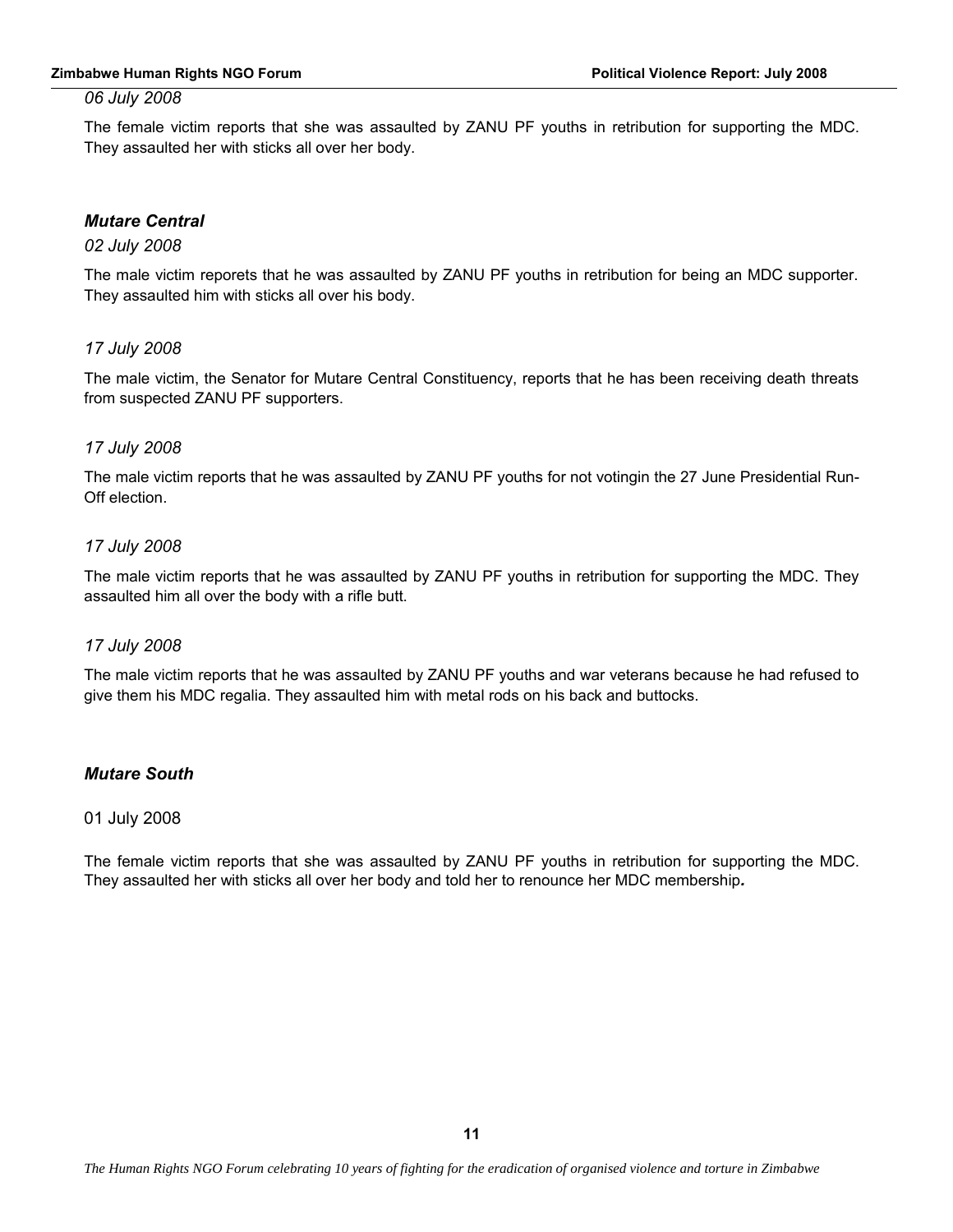*06 July 2008*

The female victim reports that she was assaulted by ZANU PF youths in retribution for supporting the MDC. They assaulted her with sticks all over her body.

### *Mutare Central*

*02 July 2008*

The male victim reporets that he was assaulted by ZANU PF youths in retribution for being an MDC supporter. They assaulted him with sticks all over his body.

*17 July 2008*

The male victim, the Senator for Mutare Central Constituency, reports that he has been receiving death threats from suspected ZANU PF supporters.

*17 July 2008*

The male victim reports that he was assaulted by ZANU PF youths for not votingin the 27 June Presidential Run-Off election.

*17 July 2008*

The male victim reports that he was assaulted by ZANU PF youths in retribution for supporting the MDC. They assaulted him all over the body with a rifle butt.

*17 July 2008*

The male victim reports that he was assaulted by ZANU PF youths and war veterans because he had refused to give them his MDC regalia. They assaulted him with metal rods on his back and buttocks.

### *Mutare South*

01 July 2008

The female victim reports that she was assaulted by ZANU PF youths in retribution for supporting the MDC. They assaulted her with sticks all over her body and told her to renounce her MDC membership.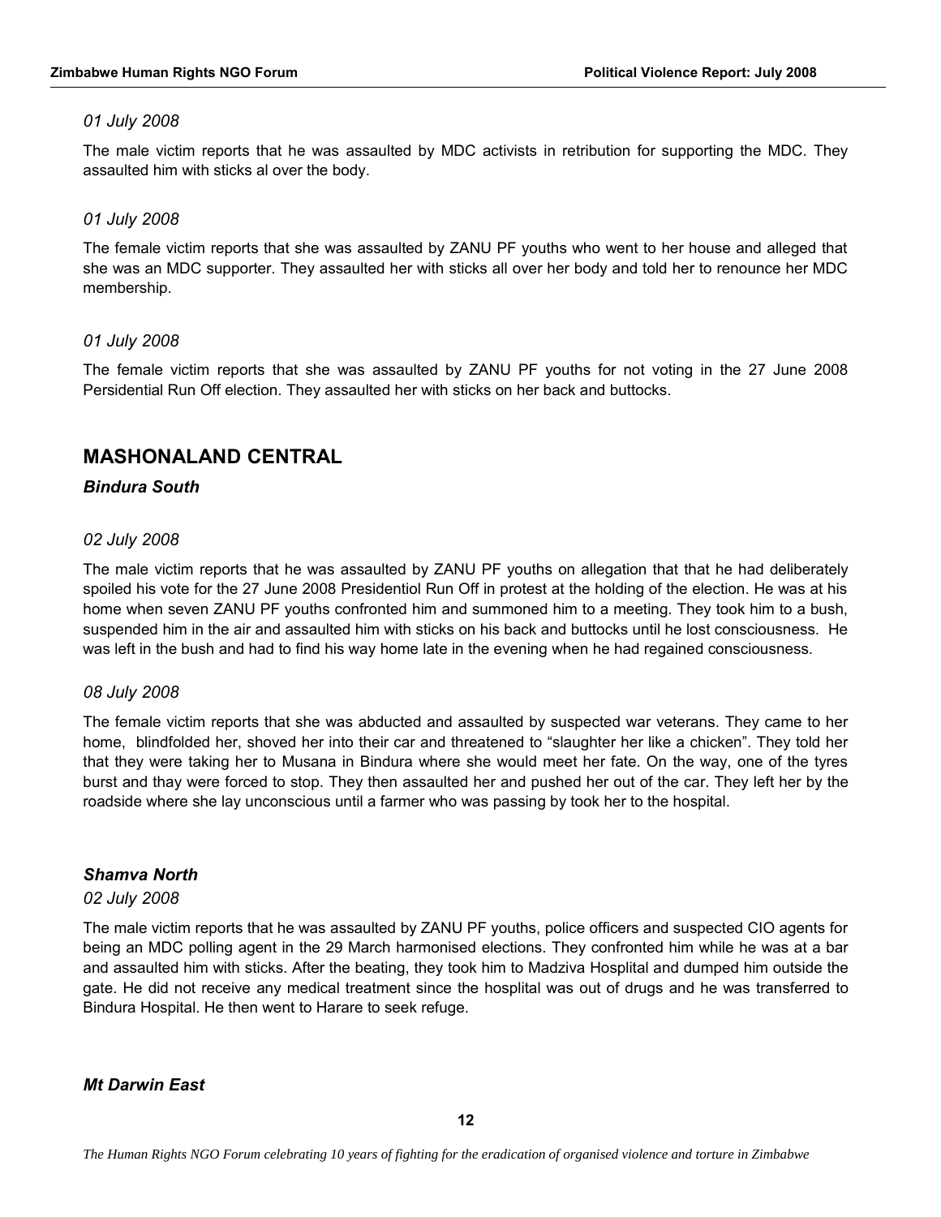*01 July 2008*

The male victim reports that he was assaulted by MDC activists in retribution for supporting the MDC. They assaulted him with sticks al over the body.

*01 July 2008*

The female victim reports that she was assaulted by ZANU PF youths who went to her house and alleged that she was an MDC supporter. They assaulted her with sticks all over her body and told her to renounce her MDC membership.

*01 July 2008*

The female victim reports that she was assaulted by ZANU PF youths for not voting in the 27 June 2008 Persidential Run Off election. They assaulted her with sticks on her back and buttocks.

## MASHONALAND CENTRAL

### *Bindura South*

*02 July 2008*

The male victim reports that he was assaulted by ZANU PF youths on allegation that that he had deliberately spoiled his vote for the 27 June 2008 Presidentiol Run Off in protest at the holding of the election. He was at his home when seven ZANU PF youths confronted him and summoned him to a meeting. They took him to a bush, suspended him in the air and assaulted him with sticks on his back and buttocks until he lost consciousness. He was left in the bush and had to find his way home late in the evening when he had regained consciousness.

*08 July 2008*

The female victim reports that she was abducted and assaulted by suspected war veterans. They came to her home, blindfolded her, shoved her into their car and threatened to "slaughter her like a chicken". They told her that they were taking her to Musana in Bindura where she would meet her fate. On the way, one of the tyres burst and thay were forced to stop. They then assaulted her and pushed her out of the car. They left her by the roadside where she lay unconscious until a farmer who was passing by took her to the hospital.

### *Shamva North*

*02 July 2008*

The male victim reports that he was assaulted by ZANU PF youths, police officers and suspected CIO agents for being an MDC polling agent in the 29 March harmonised elections. They confronted him while he was at a bar and assaulted him with sticks. After the beating, they took him to Madziva Hosplital and dumped him outside the gate. He did not receive any medical treatment since the hosplital was out of drugs and he was transferred to Bindura Hospital. He then went to Harare to seek refuge.

### *Mt Darwin East*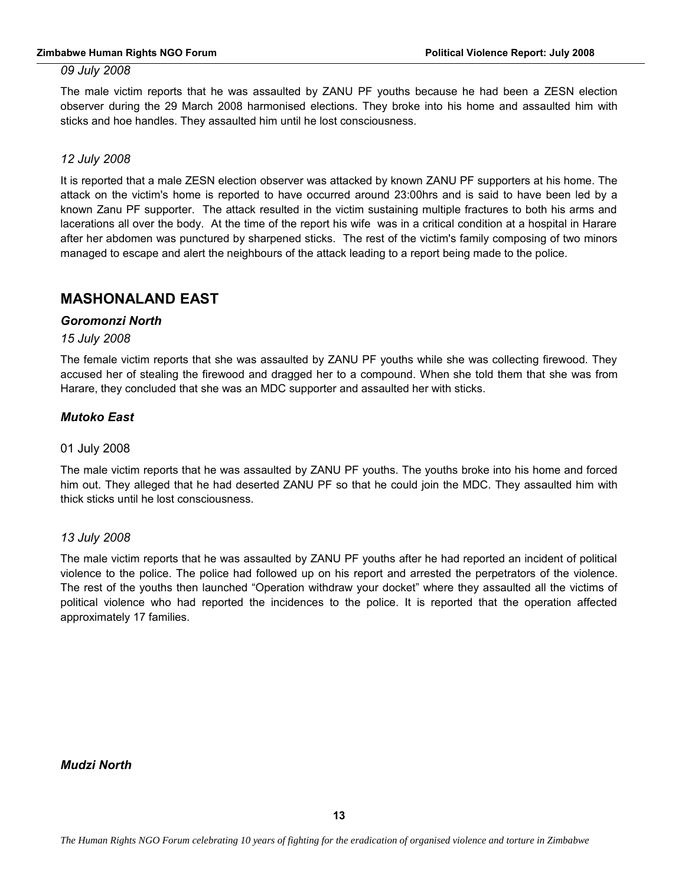*09 July 2008*

The male victim reports that he was assaulted by ZANU PF youths because he had been a ZESN election observer during the 29 March 2008 harmonised elections. They broke into his home and assaulted him with sticks and hoe handles. They assaulted him until he lost consciousness.

*12 July 2008*

It is reported that a male ZESN election observer was attacked by known ZANU PF supporters at his home. The attack on the victim's home is reported to have occurred around 23:00hrs and is said to have been led by a known Zanu PF supporter. The attack resulted in the victim sustaining multiple fractures to both his arms and lacerations all over the body. At the time of the report his wife was in a critical condition at a hospital in Harare after her abdomen was punctured by sharpened sticks. The rest of the victim's family composing of two minors managed to escape and alert the neighbours of the attack leading to a report being made to the police.

## MASHONALAND EAST

### *Goromonzi North*

*15 July 2008*

The female victim reports that she was assaulted by ZANU PF youths while she was collecting firewood. They accused her of stealing the firewood and dragged her to a compound. When she told them that she was from Harare, they concluded that she was an MDC supporter and assaulted her with sticks.

### *Mutoko East*

01 July 2008

The male victim reports that he was assaulted by ZANU PF youths. The youths broke into his home and forced him out. They alleged that he had deserted ZANU PF so that he could join the MDC. They assaulted him with thick sticks until he lost consciousness.

*13 July 2008*

The male victim reports that he was assaulted by ZANU PF youths after he had reported an incident of political violence to the police. The police had followed up on his report and arrested the perpetrators of the violence. The rest of the youths then launched "Operation withdraw your docket" where they assaulted all the victims of political violence who had reported the incidences to the police. It is reported that the operation affected approximately 17 families.

### *Mudzi North*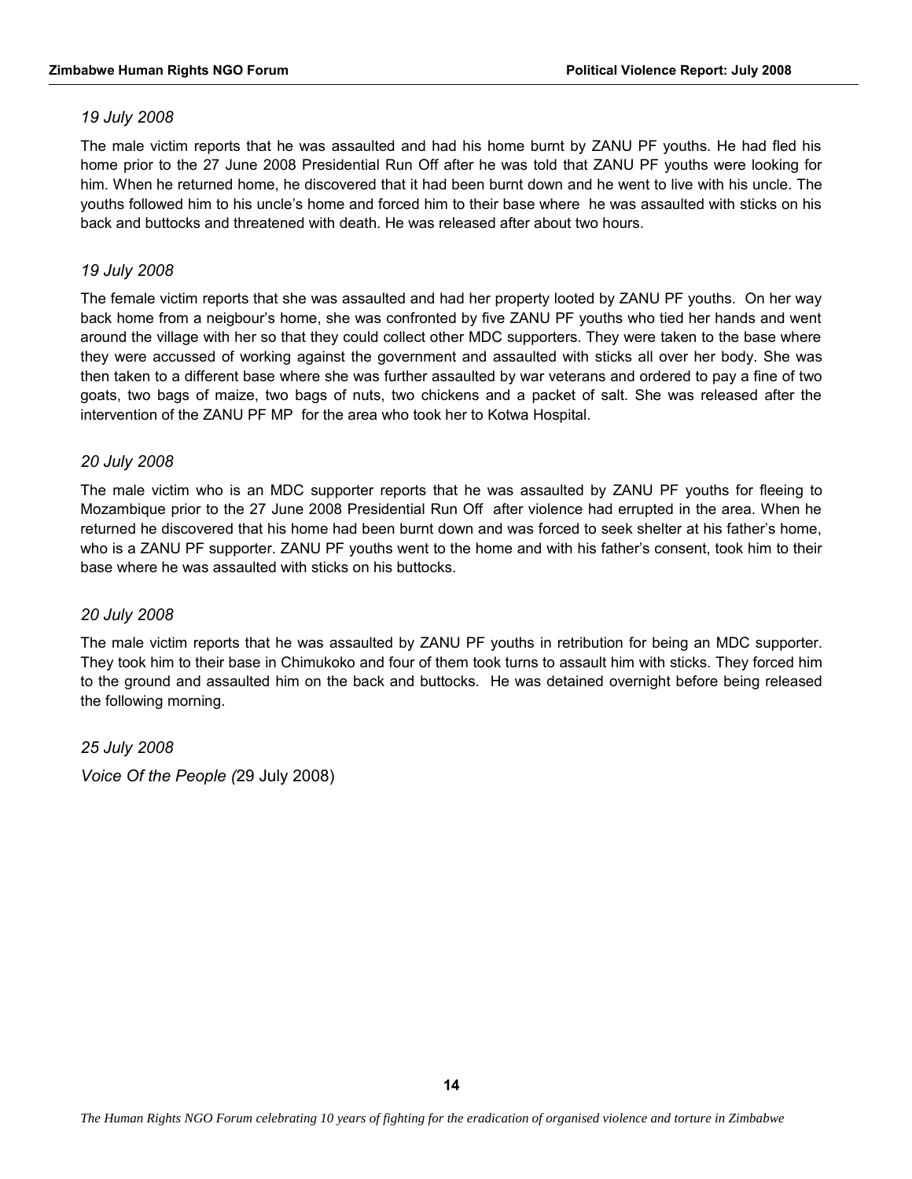*19 July 2008*

The male victim reports that he was assaulted and had his home burnt by ZANU PF youths. He had fled his home prior to the 27 June 2008 Presidential Run Off after he was told that ZANU PF youths were looking for him. When he returned home, he discovered that it had been burnt down and he went to live with his uncle. The youths followed him to his uncle's home and forced him to their base where he was assaulted with sticks on his back and buttocks and threatened with death. He was released after about two hours.

*19 July 2008*

The female victim reports that she was assaulted and had her property looted by ZANU PF youths. On her way back home from a neigbour's home, she was confronted by five ZANU PF youths who tied her hands and went around the village with her so that they could collect other MDC supporters. They were taken to the base where they were accussed of working against the government and assaulted with sticks all over her body. She was then taken to a different base where she was further assaulted by war veterans and ordered to pay a fine of two goats, two bags of maize, two bags of nuts, two chickens and a packet of salt. She was released after the intervention of the ZANU PF MP for the area who took her to Kotwa Hospital.

*20 July 2008*

The male victim who is an MDC supporter reports that he was assaulted by ZANU PF youths for fleeing to Mozambique prior to the 27 June 2008 Presidential Run Off after violence had errupted in the area. When he returned he discovered that his home had been burnt down and was forced to seek shelter at his father's home, who is a ZANU PF supporter. ZANU PF youths went to the home and with his father's consent, took him to their base where he was assaulted with sticks on his buttocks.

*20 July 2008*

The male victim reports that he was assaulted by ZANU PF youths in retribution for being an MDC supporter. They took him to their base in Chimukoko and four of them took turns to assault him with sticks. They forced him to the ground and assaulted him on the back and buttocks. He was detained overnight before being released the following morning.

*25 July 2008*

*Voice Of the People (*29 July 2008)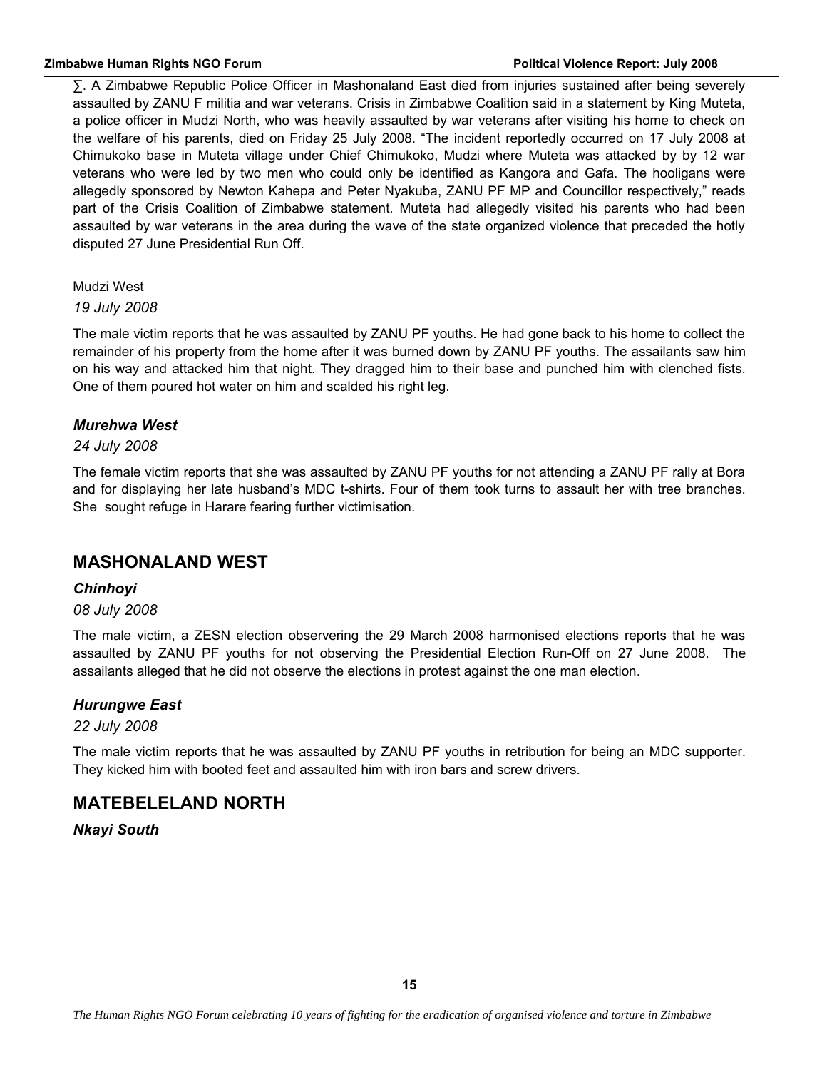∑. A Zimbabwe Republic Police Officer in Mashonaland East died from injuries sustained after being severely assaulted by ZANU F militia and war veterans. Crisis in Zimbabwe Coalition said in a statement by King Muteta, a police officer in Mudzi North, who was heavily assaulted by war veterans after visiting his home to check on the welfare of his parents, died on Friday 25 July 2008. "The incident reportedly occurred on 17 July 2008 at Chimukoko base in Muteta village under Chief Chimukoko, Mudzi where Muteta was attacked by by 12 war veterans who were led by two men who could only be identified as Kangora and Gafa. The hooligans were allegedly sponsored by Newton Kahepa and Peter Nyakuba, ZANU PF MP and Councillor respectively," reads part of the Crisis Coalition of Zimbabwe statement. Muteta had allegedly visited his parents who had been assaulted by war veterans in the area during the wave of the state organized violence that preceded the hotly disputed 27 June Presidential Run Off.

Mudzi West

*19 July 2008*

The male victim reports that he was assaulted by ZANU PF youths. He had gone back to his home to collect the remainder of his property from the home after it was burned down by ZANU PF youths. The assailants saw him on his way and attacked him that night. They dragged him to their base and punched him with clenched fists. One of them poured hot water on him and scalded his right leg.

### *Murehwa West*

*24 July 2008*

The female victim reports that she was assaulted by ZANU PF youths for not attending a ZANU PF rally at Bora and for displaying her late husband's MDC t-shirts. Four of them took turns to assault her with tree branches. She sought refuge in Harare fearing further victimisation.

## MASHONALAND WEST

### *Chinhoyi*

*08 July 2008*

The male victim, a ZESN election observering the 29 March 2008 harmonised elections reports that he was assaulted by ZANU PF youths for not observing the Presidential Election Run-Off on 27 June 2008. The assailants alleged that he did not observe the elections in protest against the one man election.

### *Hurungwe East*

*22 July 2008*

The male victim reports that he was assaulted by ZANU PF youths in retribution for being an MDC supporter. They kicked him with booted feet and assaulted him with iron bars and screw drivers.

## MATEBELELAND NORTH

### *Nkayi South*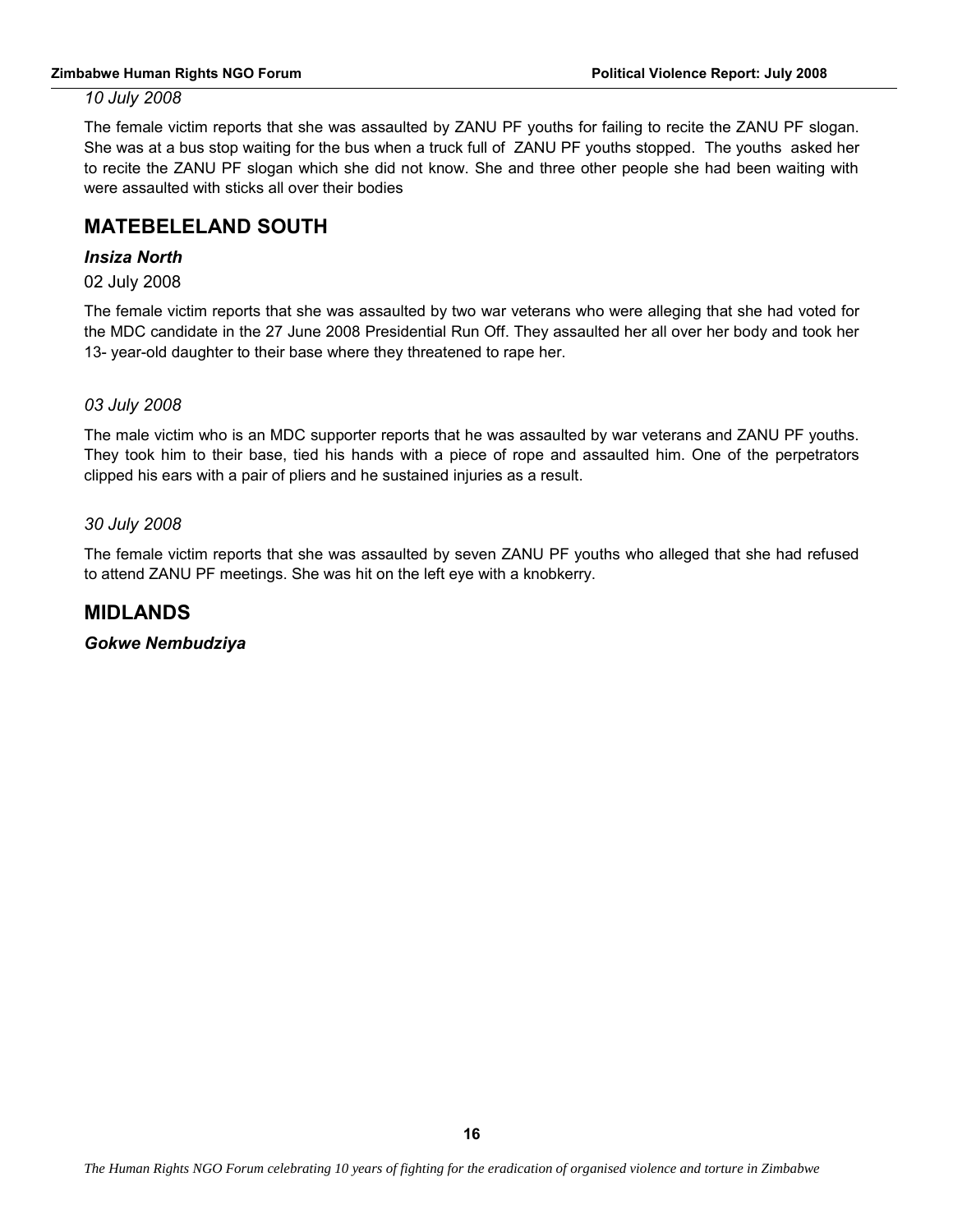*10 July 2008*

The female victim reports that she was assaulted by ZANU PF youths for failing to recite the ZANU PF slogan. She was at a bus stop waiting for the bus when a truck full of ZANU PF youths stopped. The youths asked her to recite the ZANU PF slogan which she did not know. She and three other people she had been waiting with were assaulted with sticks all over their bodies

## MATEBELELAND SOUTH

### *Insiza North*

02 July 2008

The female victim reports that she was assaulted by two war veterans who were alleging that she had voted for the MDC candidate in the 27 June 2008 Presidential Run Off. They assaulted her all over her body and took her 13- year-old daughter to their base where they threatened to rape her.

*03 July 2008*

The male victim who is an MDC supporter reports that he was assaulted by war veterans and ZANU PF youths. They took him to their base, tied his hands with a piece of rope and assaulted him. One of the perpetrators clipped his ears with a pair of pliers and he sustained injuries as a result.

*30 July 2008*

The female victim reports that she was assaulted by seven ZANU PF youths who alleged that she had refused to attend ZANU PF meetings. She was hit on the left eye with a knobkerry.

## MIDLANDS

### *Gokwe Nembudziya*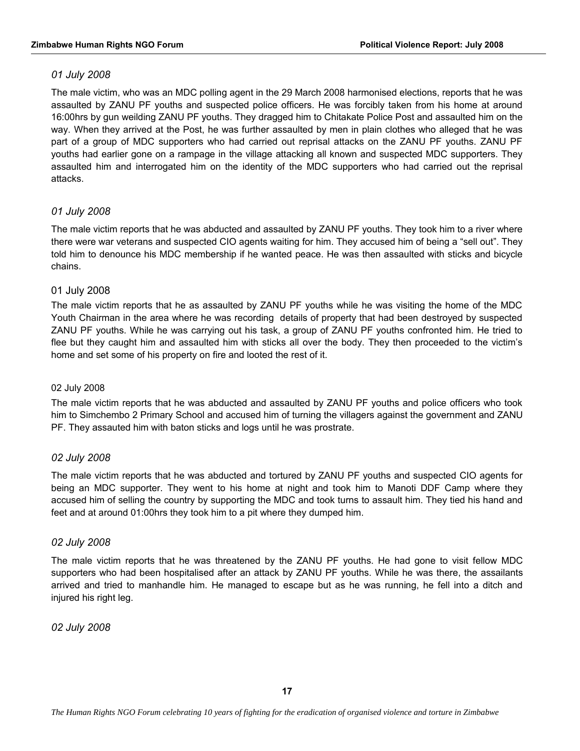*01 July 2008*

The male victim, who was an MDC polling agent in the 29 March 2008 harmonised elections, reports that he was assaulted by ZANU PF youths and suspected police officers. He was forcibly taken from his home at around 16:00hrs by gun weilding ZANU PF youths. They dragged him to Chitakate Police Post and assaulted him on the way. When they arrived at the Post, he was further assaulted by men in plain clothes who alleged that he was part of a group of MDC supporters who had carried out reprisal attacks on the ZANU PF youths. ZANU PF youths had earlier gone on a rampage in the village attacking all known and suspected MDC supporters. They assaulted him and interrogated him on the identity of the MDC supporters who had carried out the reprisal attacks.

*01 July 2008*

The male victim reports that he was abducted and assaulted by ZANU PF youths. They took him to a river where there were war veterans and suspected CIO agents waiting for him. They accused him of being a "sell out". They told him to denounce his MDC membership if he wanted peace. He was then assaulted with sticks and bicycle chains.

01 July 2008

The male victim reports that he as assaulted by ZANU PF youths while he was visiting the home of the MDC Youth Chairman in the area where he was recording details of property that had been destroyed by suspected ZANU PF youths. While he was carrying out his task, a group of ZANU PF youths confronted him. He tried to flee but they caught him and assaulted him with sticks all over the body. They then proceeded to the victim's home and set some of his property on fire and looted the rest of it.

02 July 2008

The male victim reports that he was abducted and assaulted by ZANU PF youths and police officers who took him to Simchembo 2 Primary School and accused him of turning the villagers against the government and ZANU PF. They assauted him with baton sticks and logs until he was prostrate.

*02 July 2008*

The male victim reports that he was abducted and tortured by ZANU PF youths and suspected CIO agents for being an MDC supporter. They went to his home at night and took him to Manoti DDF Camp where they accused him of selling the country by supporting the MDC and took turns to assault him. They tied his hand and feet and at around 01:00hrs they took him to a pit where they dumped him.

*02 July 2008*

The male victim reports that he was threatened by the ZANU PF youths. He had gone to visit fellow MDC supporters who had been hospitalised after an attack by ZANU PF youths. While he was there, the assailants arrived and tried to manhandle him. He managed to escape but as he was running, he fell into a ditch and injured his right leg.

*02 July 2008*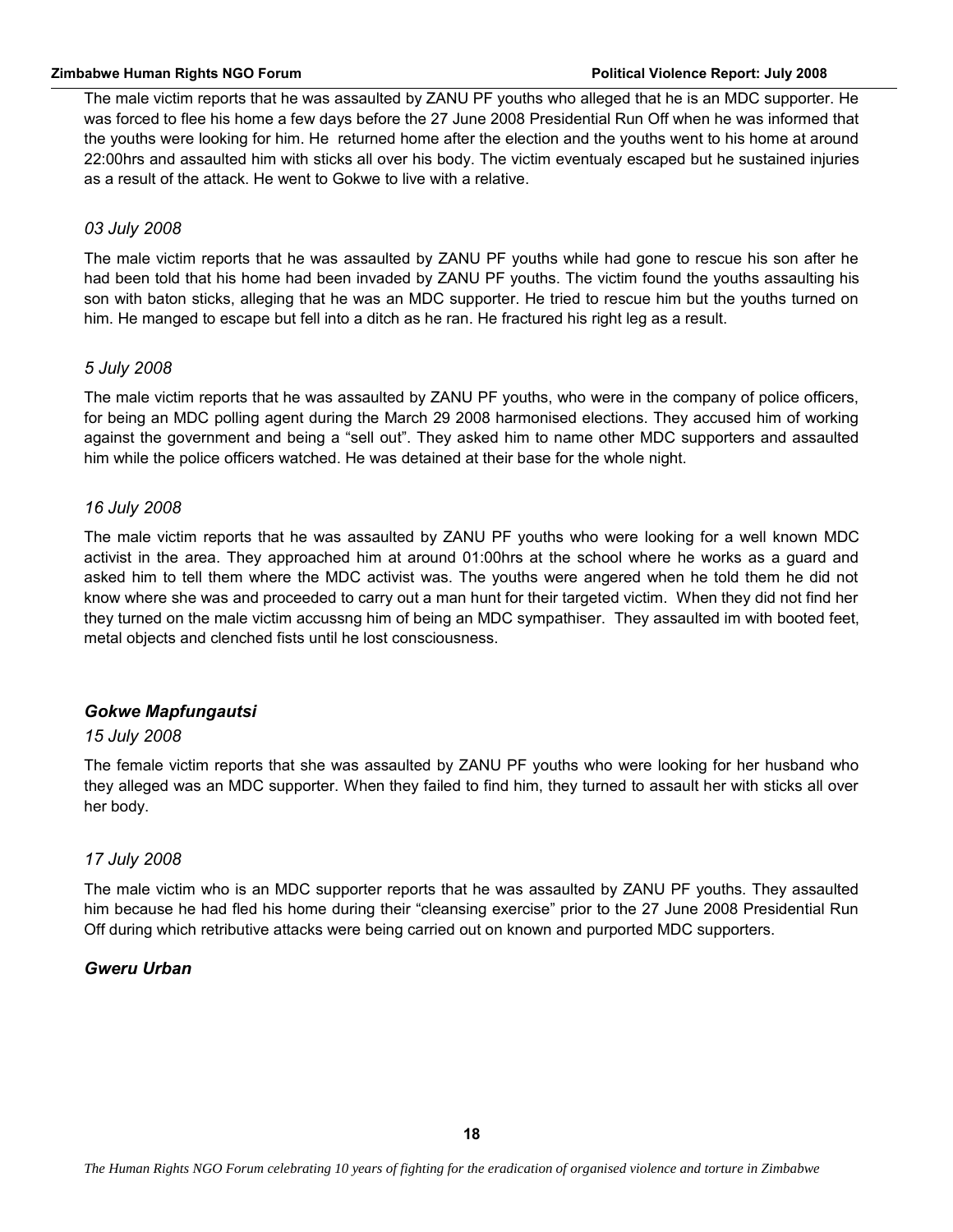The male victim reports that he was assaulted by ZANU PF youths who alleged that he is an MDC supporter. He was forced to flee his home a few days before the 27 June 2008 Presidential Run Off when he was informed that the youths were looking for him. He returned home after the election and the youths went to his home at around 22:00hrs and assaulted him with sticks all over his body. The victim eventualy escaped but he sustained injuries as a result of the attack. He went to Gokwe to live with a relative.

*03 July 2008*

The male victim reports that he was assaulted by ZANU PF youths while had gone to rescue his son after he had been told that his home had been invaded by ZANU PF youths. The victim found the youths assaulting his son with baton sticks, alleging that he was an MDC supporter. He tried to rescue him but the youths turned on him. He manged to escape but fell into a ditch as he ran. He fractured his right leg as a result.

*5 July 2008*

The male victim reports that he was assaulted by ZANU PF youths, who were in the company of police officers, for being an MDC polling agent during the March 29 2008 harmonised elections. They accused him of working against the government and being a "sell out". They asked him to name other MDC supporters and assaulted him while the police officers watched. He was detained at their base for the whole night.

*16 July 2008*

The male victim reports that he was assaulted by ZANU PF youths who were looking for a well known MDC activist in the area. They approached him at around 01:00hrs at the school where he works as a guard and asked him to tell them where the MDC activist was. The youths were angered when he told them he did not know where she was and proceeded to carry out a man hunt for their targeted victim. When they did not find her they turned on the male victim accussng him of being an MDC sympathiser. They assaulted im with booted feet, metal objects and clenched fists until he lost consciousness.

### *Gokwe Mapfungautsi*

*15 July 2008*

The female victim reports that she was assaulted by ZANU PF youths who were looking for her husband who they alleged was an MDC supporter. When they failed to find him, they turned to assault her with sticks all over her body.

*17 July 2008*

The male victim who is an MDC supporter reports that he was assaulted by ZANU PF youths. They assaulted him because he had fled his home during their "cleansing exercise" prior to the 27 June 2008 Presidential Run Off during which retributive attacks were being carried out on known and purported MDC supporters.

### *Gweru Urban*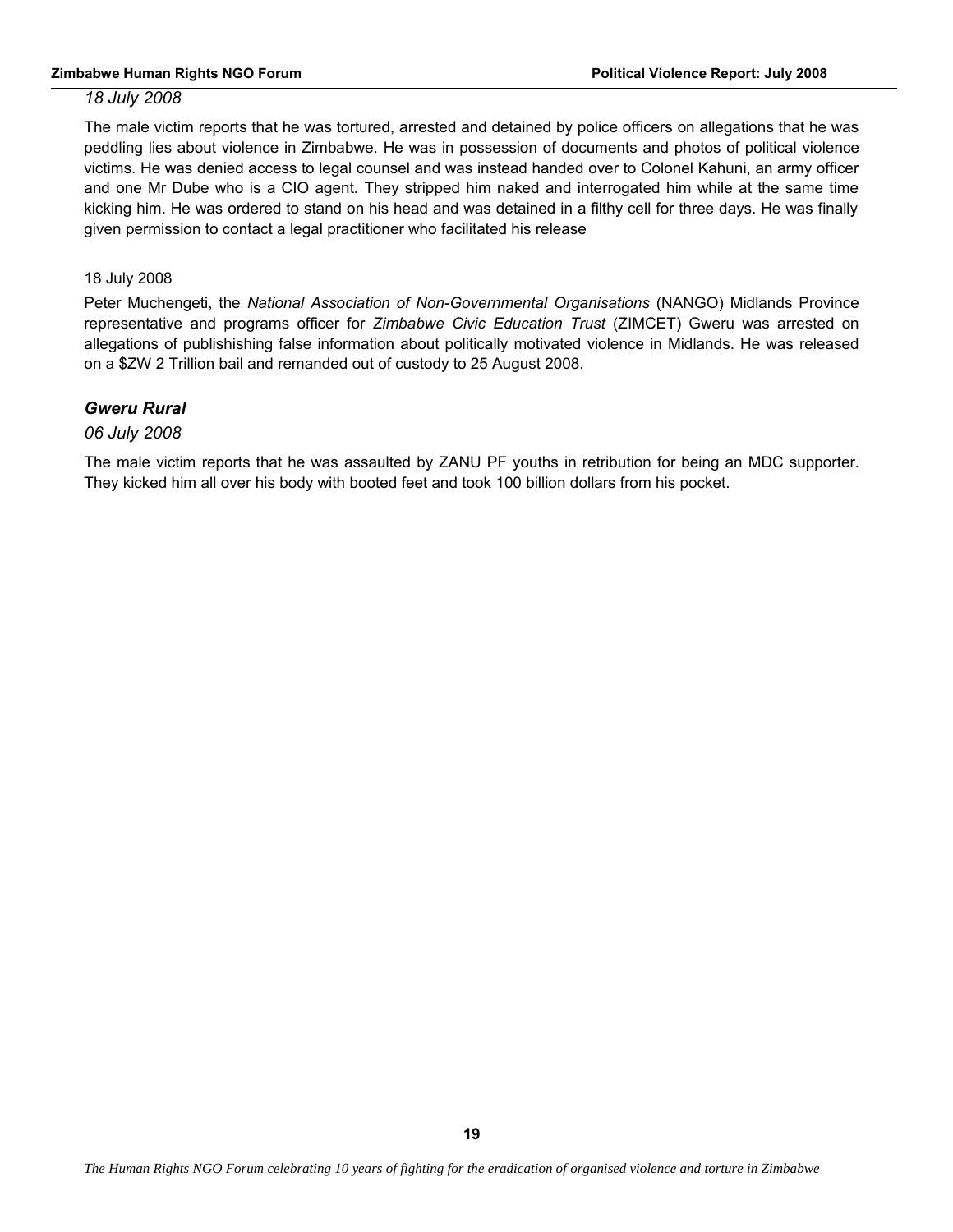*18 July 2008*

The male victim reports that he was tortured, arrested and detained by police officers on allegations that he was peddling lies about violence in Zimbabwe. He was in possession of documents and photos of political violence victims. He was denied access to legal counsel and was instead handed over to Colonel Kahuni, an army officer and one Mr Dube who is a CIO agent. They stripped him naked and interrogated him while at the same time kicking him. He was ordered to stand on his head and was detained in a filthy cell for three days. He was finally given permission to contact a legal practitioner who facilitated his release

18 July 2008

Peter Muchengeti, the *National Association of Non-Governmental Organisations* (NANGO) Midlands Province representative and programs officer for *Zimbabwe Civic Education Trust* (ZIMCET) Gweru was arrested on allegations of publishishing false information about politically motivated violence in Midlands. He was released on a $ZW 2 Trillion bail and remanded out of custody to 25 August 2008.

### *Gweru Rural*

*06 July 2008*

The male victim reports that he was assaulted by ZANU PF youths in retribution for being an MDC supporter. They kicked him all over his body with booted feet and took 100 billion dollars from his pocket.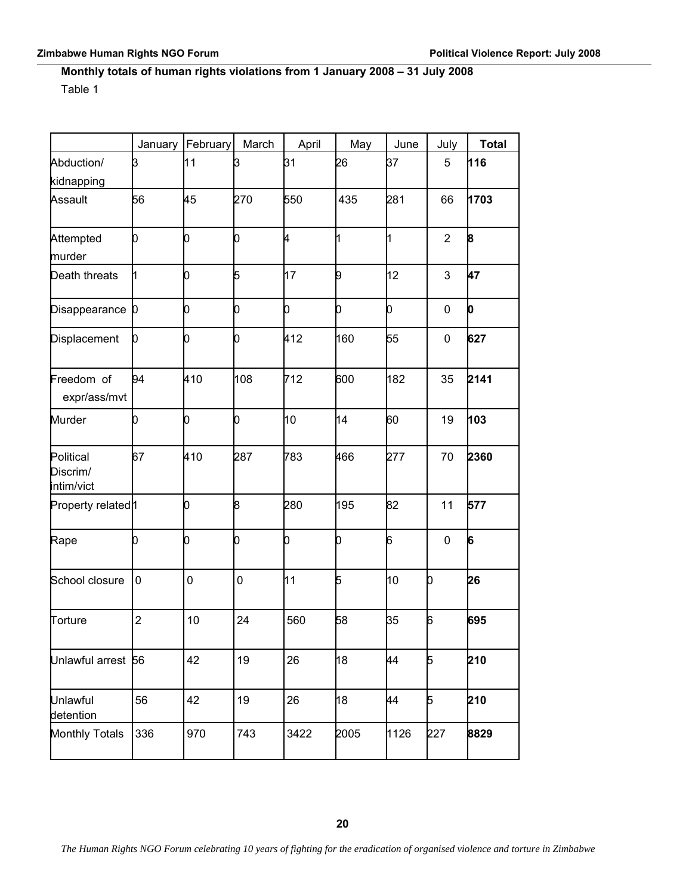**Monthly totals of human rights violations from 1 January 2008 – 31 July 2008**

Table 1

| | January | February | March | April | May | June | July | **Total** |
|---|---|---|---|---|---|---|---|---|
| Abduction/ kidnapping | 3 | 11 | 3 | 31 | 26 | 37 | 5 | **116** |
| Assault | 56 | 45 | 270 | 550 | 435 | 281 | 66 | **1703** |
| Attempted murder | 0 | 0 | 0 | 4 | 1 | 1 | 2 | **8** |
| Death threats | 1 | 0 | 5 | 17 | 9 | 12 | 3 | **47** |
| Disappearance | 0 | 0 | 0 | 0 | 0 | 0 | 0 | **0** |
| Displacement | 0 | 0 | 0 | 412 | 160 | 55 | 0 | **627** |
| Freedom of expr/ass/mvt | 94 | 410 | 108 | 712 | 600 | 182 | 35 | **2141** |
| Murder | 0 | 0 | 0 | 10 | 14 | 60 | 19 | **103** |
| Political Discrim/ intim/vict | 67 | 410 | 287 | 783 | 466 | 277 | 70 | **2360** |
| Property related | 1 | 0 | 8 | 280 | 195 | 82 | 11 | **577** |
| Rape | 0 | 0 | 0 | 0 | 0 | 6 | 0 | **6** |
| School closure | 0 | 0 | 0 | 11 | 5 | 10 | 0 | **26** |
| Torture | 2 | 10 | 24 | 560 | 58 | 35 | 6 | **695** |
| Unlawful arrest | 56 | 42 | 19 | 26 | 18 | 44 | 5 | **210** |
| Unlawful detention | 56 | 42 | 19 | 26 | 18 | 44 | 5 | **210** |
| Monthly Totals | 336 | 970 | 743 | 3422 | 2005 | 1126 | 227 | **8829** |

*The Human Rights NGO Forum celebrating 10 years of fighting for the eradication of organised violence and torture in Zimbabwe*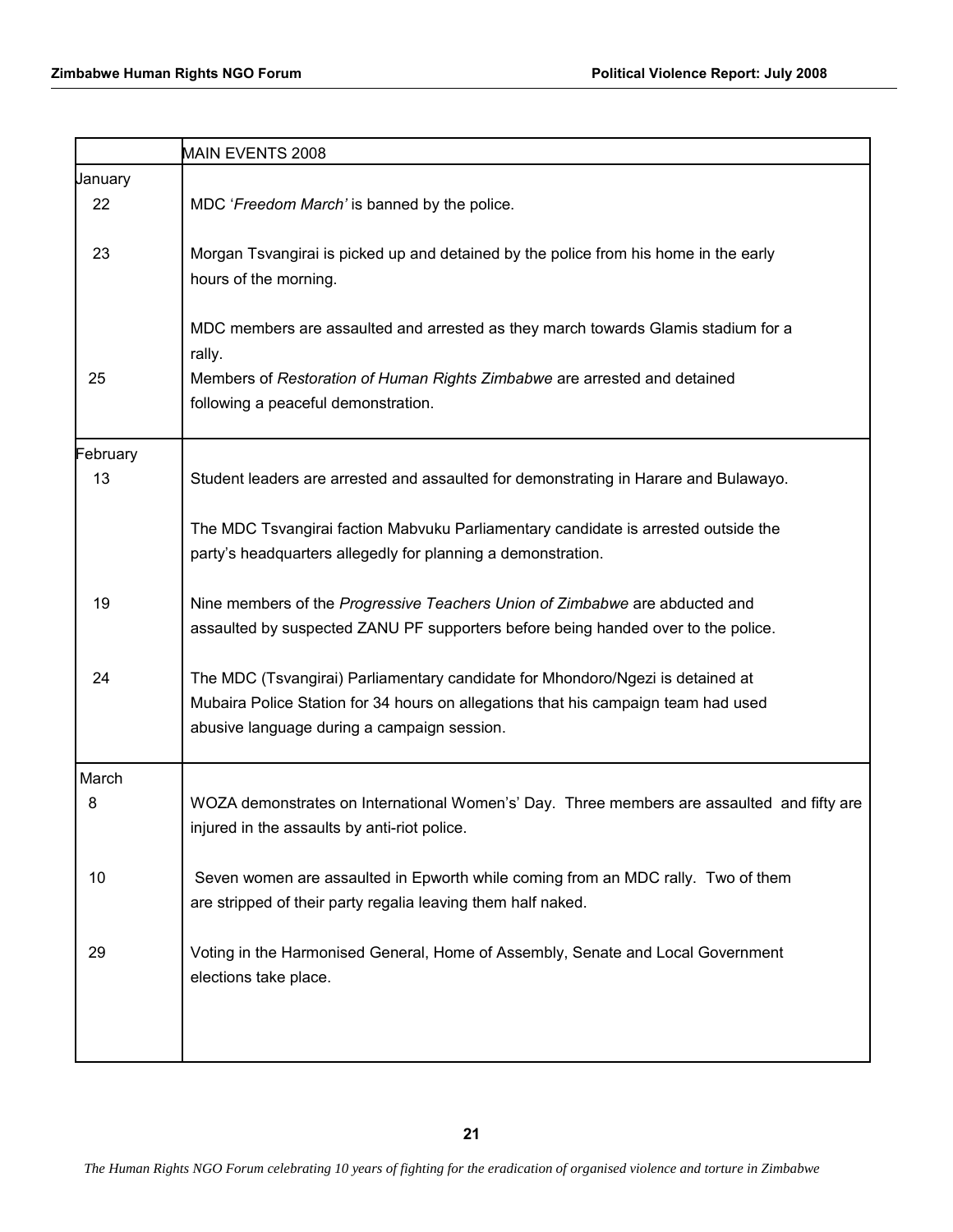| | MAIN EVENTS 2008 |
|---|---|
| January | |
| 22 | MDC '*Freedom March'* is banned by the police. |
| 23 | Morgan Tsvangirai is picked up and detained by the police from his home in the early hours of the morning. |
| | MDC members are assaulted and arrested as they march towards Glamis stadium for a rally. |
| 25 | Members of *Restoration of Human Rights Zimbabwe* are arrested and detained following a peaceful demonstration. |
| February | |
| 13 | Student leaders are arrested and assaulted for demonstrating in Harare and Bulawayo. |
| | The MDC Tsvangirai faction Mabvuku Parliamentary candidate is arrested outside the party's headquarters allegedly for planning a demonstration. |
| 19 | Nine members of the *Progressive Teachers Union of Zimbabwe* are abducted and assaulted by suspected ZANU PF supporters before being handed over to the police. |
| 24 | The MDC (Tsvangirai) Parliamentary candidate for Mhondoro/Ngezi is detained at Mubaira Police Station for 34 hours on allegations that his campaign team had used abusive language during a campaign session. |
| March | |
| 8 | WOZA demonstrates on International Women's' Day. Three members are assaulted and fifty are injured in the assaults by anti-riot police. |
| 10 | Seven women are assaulted in Epworth while coming from an MDC rally. Two of them are stripped of their party regalia leaving them half naked. |
| 29 | Voting in the Harmonised General, Home of Assembly, Senate and Local Government elections take place. |

*The Human Rights NGO Forum celebrating 10 years of fighting for the eradication of organised violence and torture in Zimbabwe*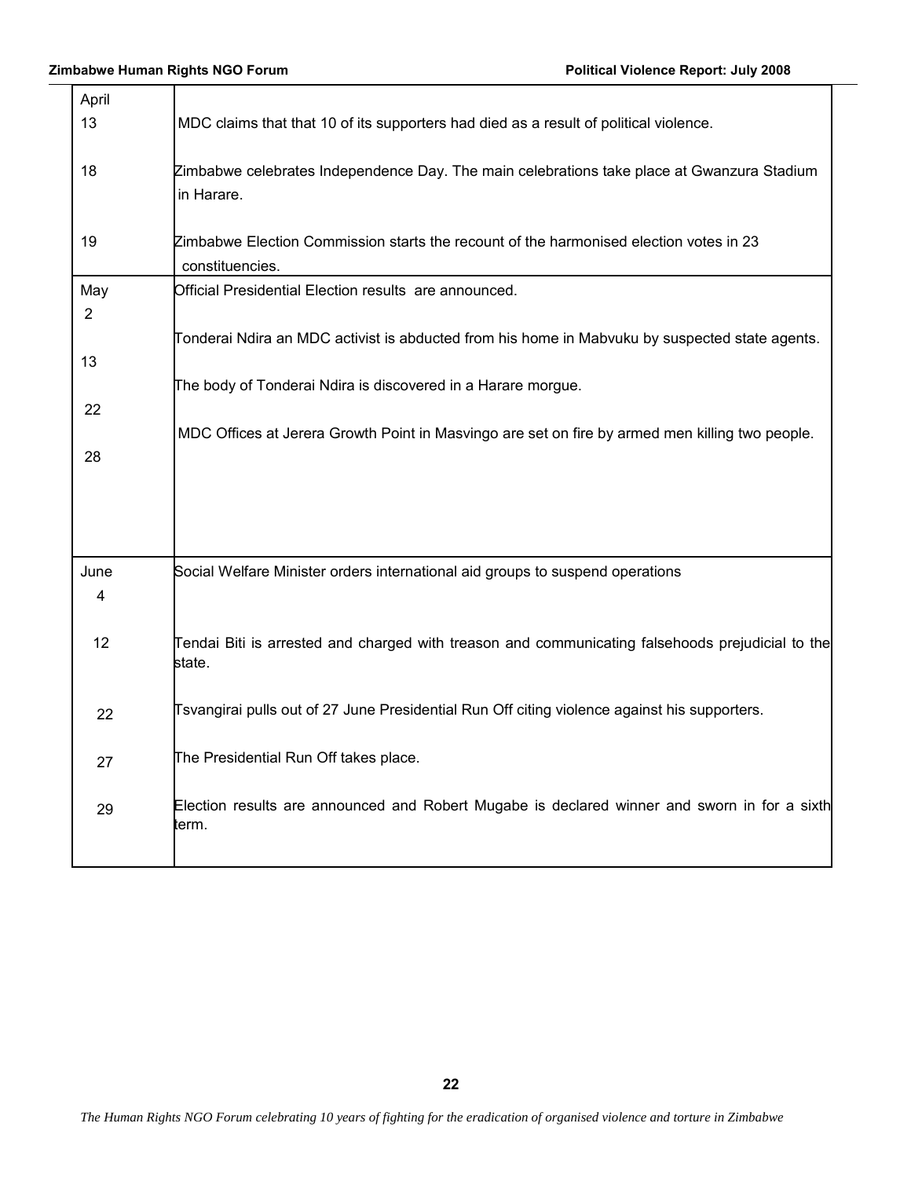| | |
|---|---|
| April | |
| 13 | MDC claims that that 10 of its supporters had died as a result of political violence. |
| 18 | Zimbabwe celebrates Independence Day. The main celebrations take place at Gwanzura Stadium in Harare. |
| 19 | Zimbabwe Election Commission starts the recount of the harmonised election votes in 23 constituencies. |
| May | |
| 2 | Official Presidential Election results are announced. |
| 13 | Tonderai Ndira an MDC activist is abducted from his home in Mabvuku by suspected state agents. |
| 22 | The body of Tonderai Ndira is discovered in a Harare morgue. |
| 28 | MDC Offices at Jerera Growth Point in Masvingo are set on fire by armed men killing two people. |
| June | |
| 4 | Social Welfare Minister orders international aid groups to suspend operations |
| 12 | Tendai Biti is arrested and charged with treason and communicating falsehoods prejudicial to the state. |
| 22 | Tsvangirai pulls out of 27 June Presidential Run Off citing violence against his supporters. |
| 27 | The Presidential Run Off takes place. |
| 29 | Election results are announced and Robert Mugabe is declared winner and sworn in for a sixth term. |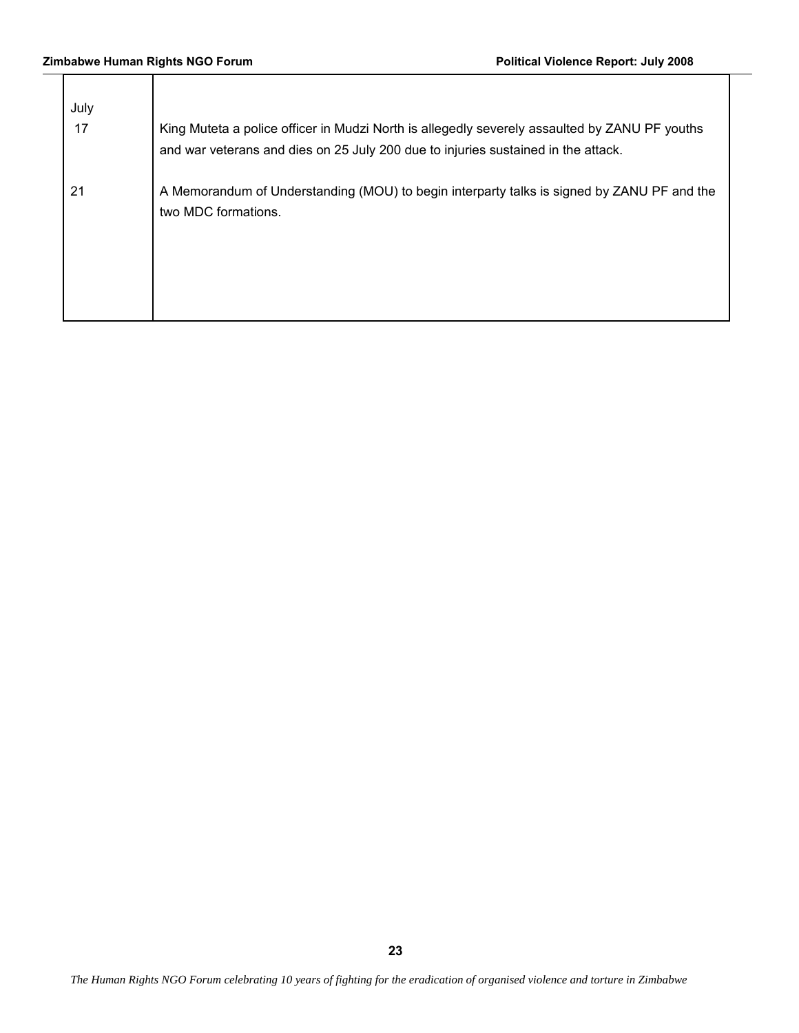| July | |
|---|---|
| 17 | King Muteta a police officer in Mudzi North is allegedly severely assaulted by ZANU PF youths and war veterans and dies on 25 July 200 due to injuries sustained in the attack. |
| 21 | A Memorandum of Understanding (MOU) to begin interparty talks is signed by ZANU PF and the two MDC formations. |

*The Human Rights NGO Forum celebrating 10 years of fighting for the eradication of organised violence and torture in Zimbabwe*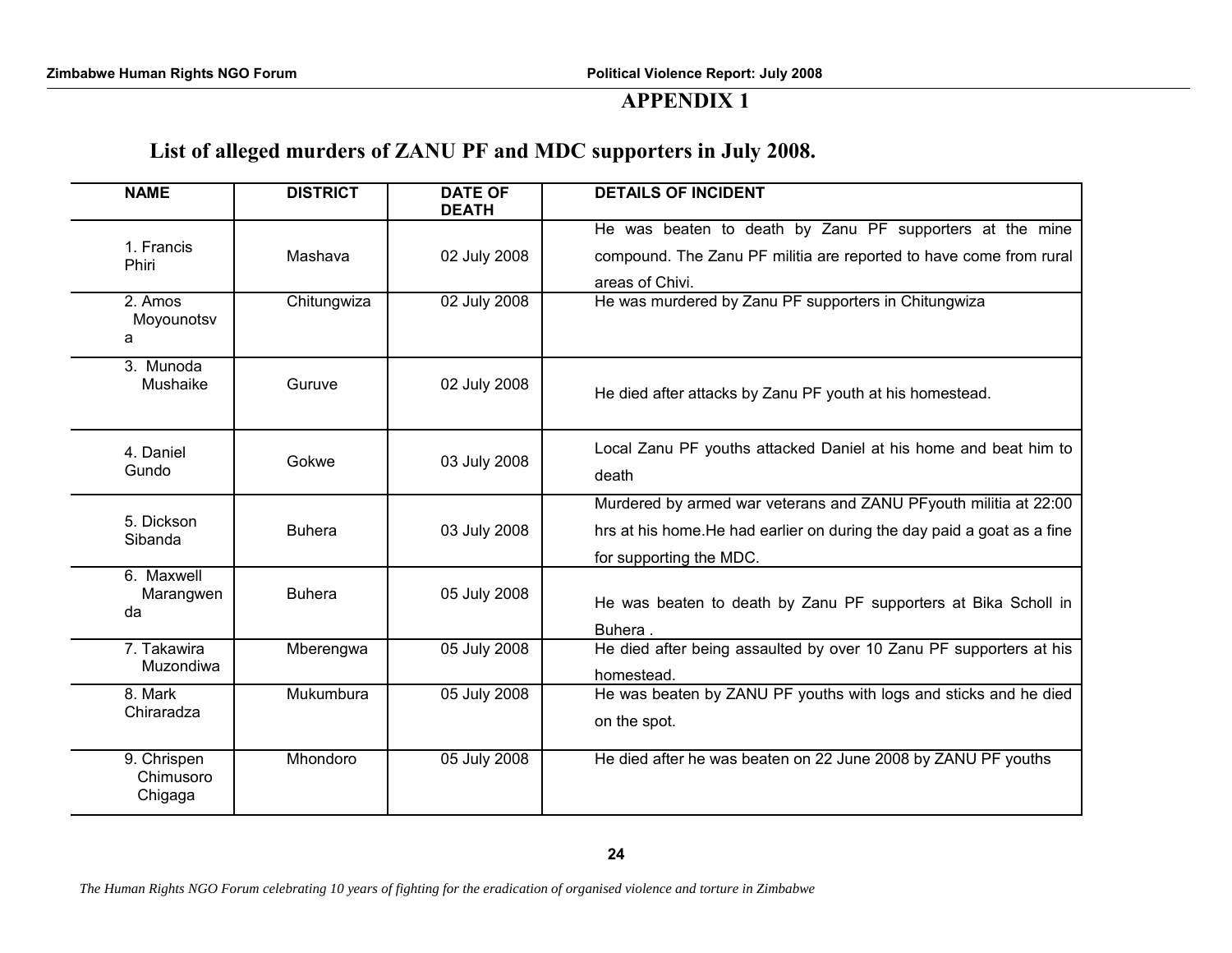# APPENDIX 1

## List of alleged murders of ZANU PF and MDC supporters in July 2008.

| NAME | DISTRICT | DATE OF DEATH | DETAILS OF INCIDENT |
|---|---|---|---|
| 1. Francis Phiri | Mashava | 02 July 2008 | He was beaten to death by Zanu PF supporters at the mine compound. The Zanu PF militia are reported to have come from rural areas of Chivi. |
| 2. Amos Moyounotsva | Chitungwiza | 02 July 2008 | He was murdered by Zanu PF supporters in Chitungwiza |
| 3. Munoda Mushaike | Guruve | 02 July 2008 | He died after attacks by Zanu PF youth at his homestead. |
| 4. Daniel Gundo | Gokwe | 03 July 2008 | Local Zanu PF youths attacked Daniel at his home and beat him to death |
| 5. Dickson Sibanda | Buhera | 03 July 2008 | Murdered by armed war veterans and ZANU PFyouth militia at 22:00 hrs at his home.He had earlier on during the day paid a goat as a fine for supporting the MDC. |
| 6. Maxwell Marangwenda | Buhera | 05 July 2008 | He was beaten to death by Zanu PF supporters at Bika Scholl in Buhera . |
| 7. Takawira Muzondiwa | Mberengwa | 05 July 2008 | He died after being assaulted by over 10 Zanu PF supporters at his homestead. |
| 8. Mark Chiraradza | Mukumbura | 05 July 2008 | He was beaten by ZANU PF youths with logs and sticks and he died on the spot. |
| 9. Chrispen Chimusoro Chigaga | Mhondoro | 05 July 2008 | He died after he was beaten on 22 June 2008 by ZANU PF youths |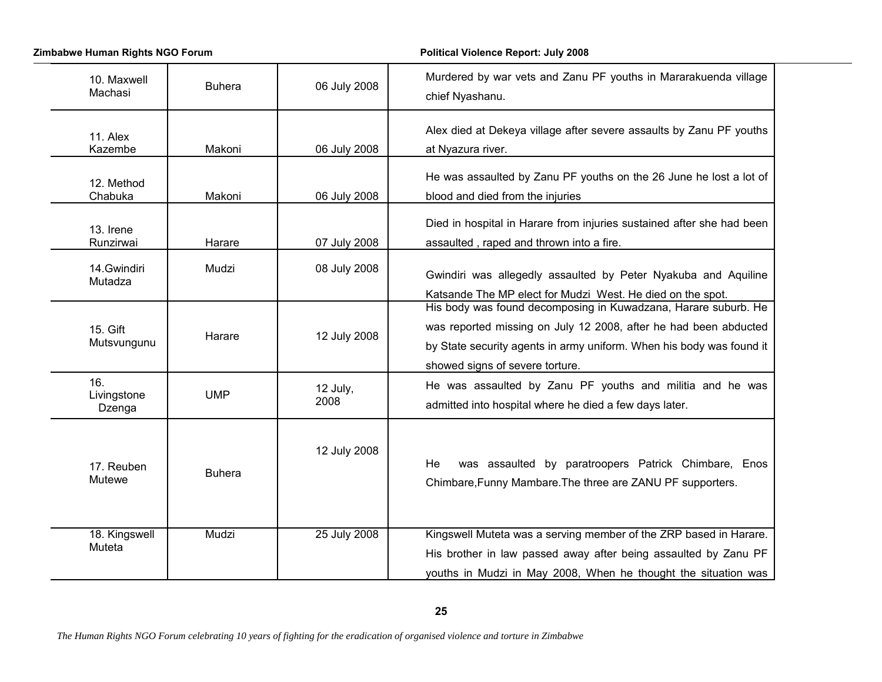| | | | |
|---|---|---|---|
| 10. Maxwell Machasi | Buhera | 06 July 2008 | Murdered by war vets and Zanu PF youths in Mararakuenda village chief Nyashanu. |
| 11. Alex Kazembe | Makoni | 06 July 2008 | Alex died at Dekeya village after severe assaults by Zanu PF youths at Nyazura river. |
| 12. Method Chabuka | Makoni | 06 July 2008 | He was assaulted by Zanu PF youths on the 26 June he lost a lot of blood and died from the injuries |
| 13. Irene Runzirwai | Harare | 07 July 2008 | Died in hospital in Harare from injuries sustained after she had been assaulted , raped and thrown into a fire. |
| 14.Gwindiri Mutadza | Mudzi | 08 July 2008 | Gwindiri was allegedly assaulted by Peter Nyakuba and Aquiline Katsande The MP elect for Mudzi West. He died on the spot. |
| 15. Gift Mutsvungunu | Harare | 12 July 2008 | His body was found decomposing in Kuwadzana, Harare suburb. He was reported missing on July 12 2008, after he had been abducted by State security agents in army uniform. When his body was found it showed signs of severe torture. |
| 16. Livingstone Dzenga | UMP | 12 July, 2008 | He was assaulted by Zanu PF youths and militia and he was admitted into hospital where he died a few days later. |
| 17. Reuben Mutewe | Buhera | 12 July 2008 | He was assaulted by paratroopers Patrick Chimbare, Enos Chimbare,Funny Mambare.The three are ZANU PF supporters. |
| 18. Kingswell Muteta | Mudzi | 25 July 2008 | Kingswell Muteta was a serving member of the ZRP based in Harare. His brother in law passed away after being assaulted by Zanu PF youths in Mudzi in May 2008, When he thought the situation was |

*The Human Rights NGO Forum celebrating 10 years of fighting for the eradication of organised violence and torture in Zimbabwe*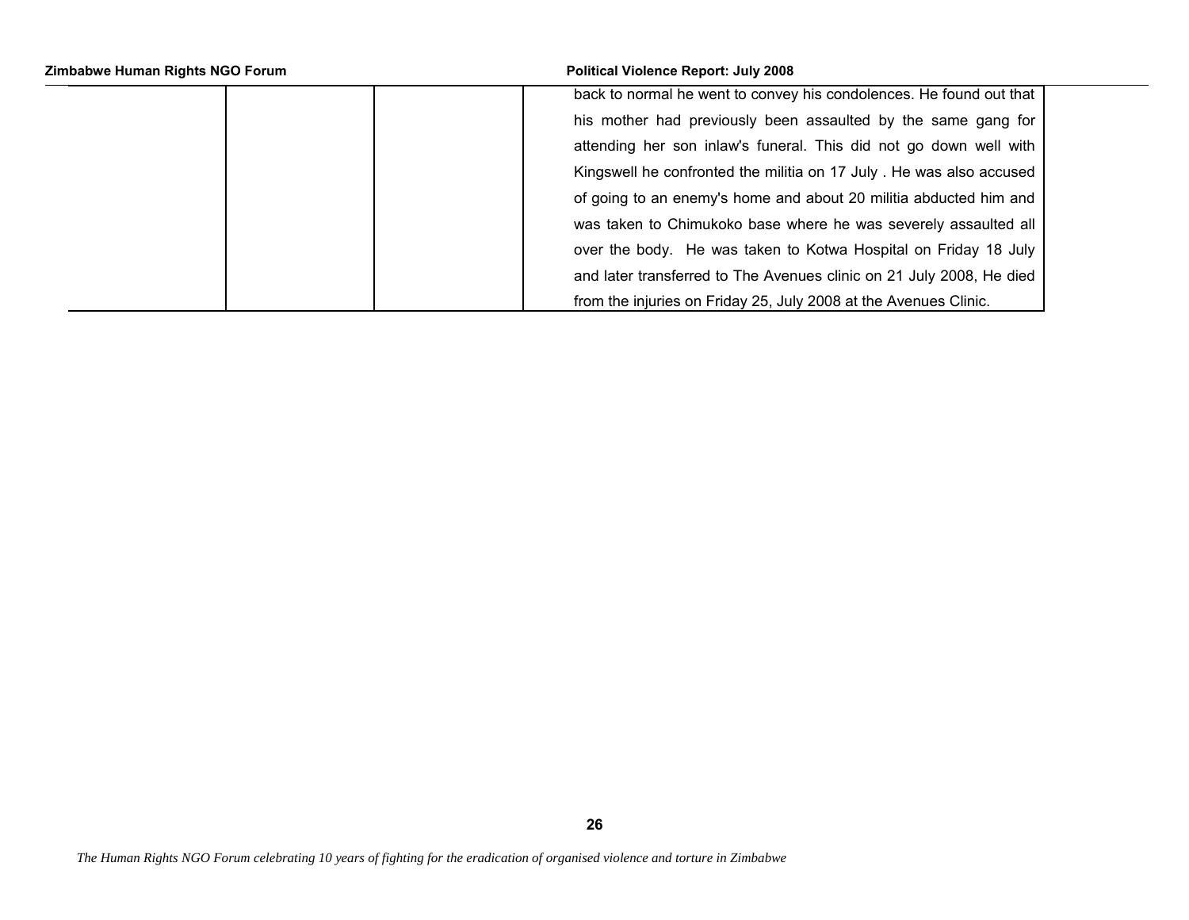|  |  |  | back to normal he went to convey his condolences. He found out that his mother had previously been assaulted by the same gang for attending her son inlaw's funeral. This did not go down well with Kingswell he confronted the militia on 17 July . He was also accused of going to an enemy's home and about 20 militia abducted him and was taken to Chimukoko base where he was severely assaulted all over the body. He was taken to Kotwa Hospital on Friday 18 July and later transferred to The Avenues clinic on 21 July 2008, He died from the injuries on Friday 25, July 2008 at the Avenues Clinic. |
|---|---|---|---|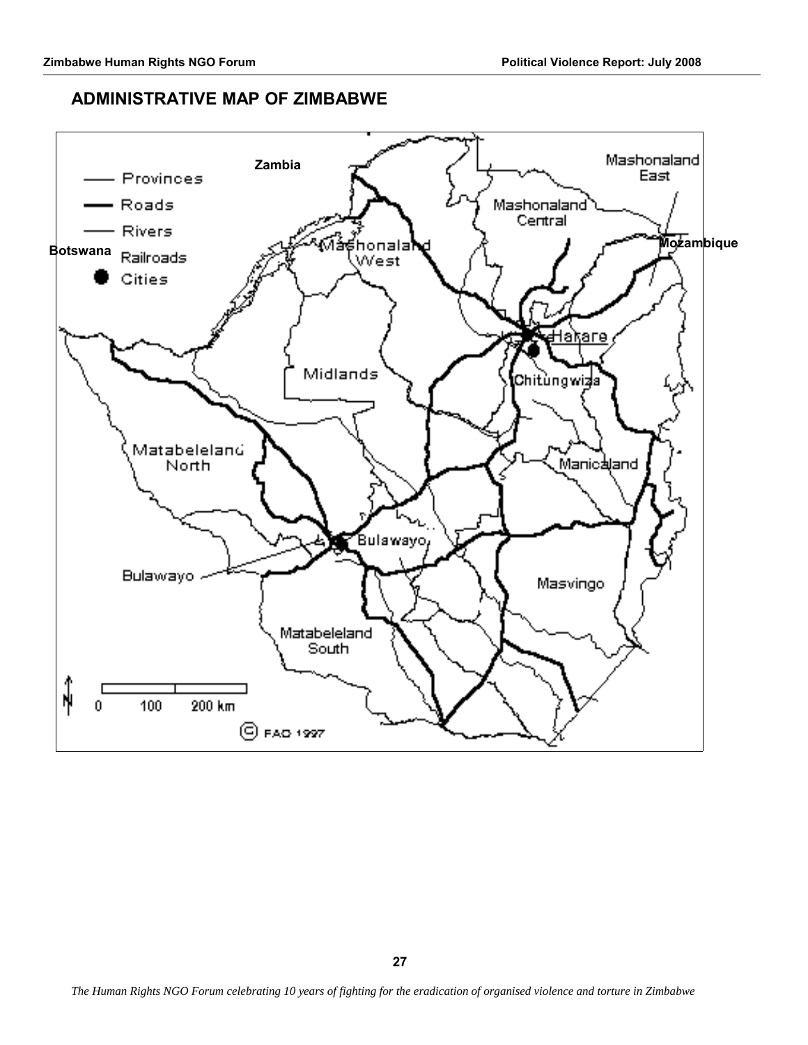## ADMINISTRATIVE MAP OF ZIMBABWE

Zambia

Botswana

Mozambique

Provinces

Roads

Rivers

Railroads

Cities

Mashonaland East

Mashonaland Central

Mashonaland West

Harare

Chitungwiza

Midlands

Matabeleland North

Manicaland

Bulawayo

Bulawayo

Masvingo

Matabeleland South

0 100 200 km

© FAO 1997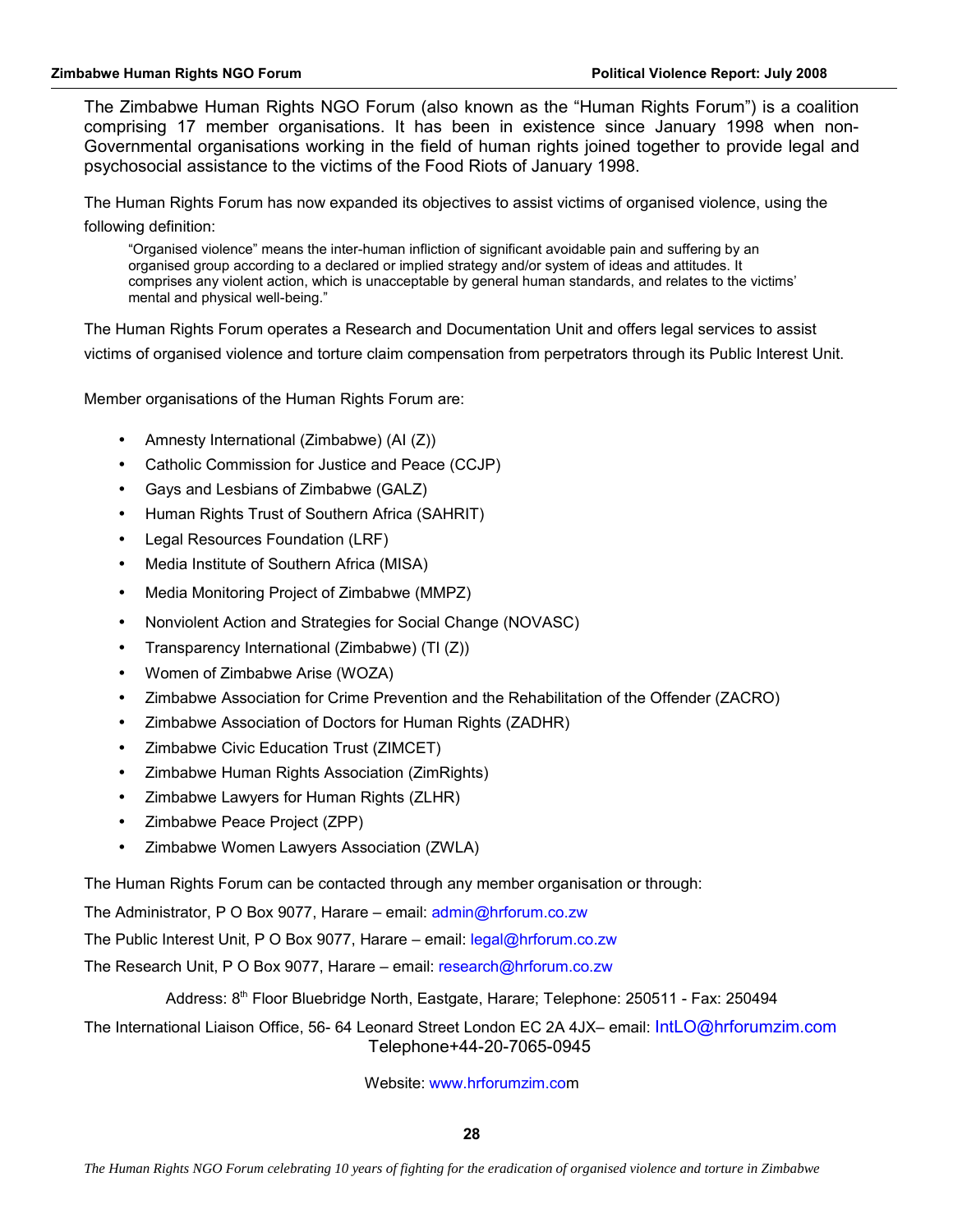The Zimbabwe Human Rights NGO Forum (also known as the "Human Rights Forum") is a coalition comprising 17 member organisations. It has been in existence since January 1998 when non-Governmental organisations working in the field of human rights joined together to provide legal and psychosocial assistance to the victims of the Food Riots of January 1998.

The Human Rights Forum has now expanded its objectives to assist victims of organised violence, using the following definition:

> "Organised violence" means the inter-human infliction of significant avoidable pain and suffering by an organised group according to a declared or implied strategy and/or system of ideas and attitudes. It comprises any violent action, which is unacceptable by general human standards, and relates to the victims' mental and physical well-being."

The Human Rights Forum operates a Research and Documentation Unit and offers legal services to assist victims of organised violence and torture claim compensation from perpetrators through its Public Interest Unit.

Member organisations of the Human Rights Forum are:

- Amnesty International (Zimbabwe) (AI (Z))
- Catholic Commission for Justice and Peace (CCJP)
- Gays and Lesbians of Zimbabwe (GALZ)
- Human Rights Trust of Southern Africa (SAHRIT)
- Legal Resources Foundation (LRF)
- Media Institute of Southern Africa (MISA)
- Media Monitoring Project of Zimbabwe (MMPZ)
- Nonviolent Action and Strategies for Social Change (NOVASC)
- Transparency International (Zimbabwe) (TI (Z))
- Women of Zimbabwe Arise (WOZA)
- Zimbabwe Association for Crime Prevention and the Rehabilitation of the Offender (ZACRO)
- Zimbabwe Association of Doctors for Human Rights (ZADHR)
- Zimbabwe Civic Education Trust (ZIMCET)
- Zimbabwe Human Rights Association (ZimRights)
- Zimbabwe Lawyers for Human Rights (ZLHR)
- Zimbabwe Peace Project (ZPP)
- Zimbabwe Women Lawyers Association (ZWLA)

The Human Rights Forum can be contacted through any member organisation or through:

The Administrator, P O Box 9077, Harare – email: admin@hrforum.co.zw

The Public Interest Unit, P O Box 9077, Harare – email: legal@hrforum.co.zw

The Research Unit, P O Box 9077, Harare – email: research@hrforum.co.zw

Address: 8th Floor Bluebridge North, Eastgate, Harare; Telephone: 250511 - Fax: 250494

The International Liaison Office, 56- 64 Leonard Street London EC 2A 4JX– email: IntLO@hrforumzim.com
Telephone+44-20-7065-0945

Website: www.hrforumzim.com

*The Human Rights NGO Forum celebrating 10 years of fighting for the eradication of organised violence and torture in Zimbabwe*